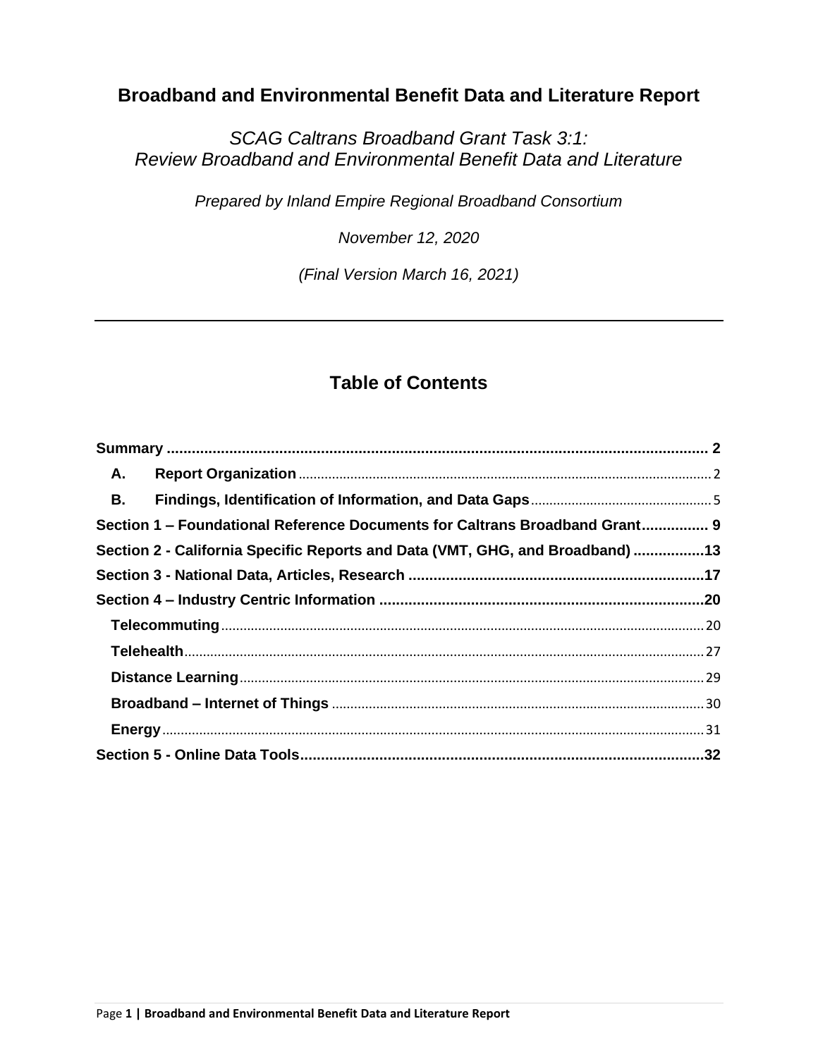# Broadband and Environmental Benefit Data and Literature Report

*SCAG Caltrans Broadband Grant Task 3:1:*
*Review Broadband and Environmental Benefit Data and Literature*

*Prepared by Inland Empire Regional Broadband Consortium*

*November 12, 2020*

*(Final Version March 16, 2021)*

---

## Table of Contents

**Summary** .......... 2

- **A. Report Organization** .......... 2
- **B. Findings, Identification of Information, and Data Gaps** .......... 5

**Section 1 – Foundational Reference Documents for Caltrans Broadband Grant** .......... 9

**Section 2 - California Specific Reports and Data (VMT, GHG, and Broadband)** .......... 13

**Section 3 - National Data, Articles, Research** .......... 17

**Section 4 – Industry Centric Information** .......... 20

- **Telecommuting** .......... 20
- **Telehealth** .......... 27
- **Distance Learning** .......... 29
- **Broadband – Internet of Things** .......... 30
- **Energy** .......... 31

**Section 5 - Online Data Tools** .......... 32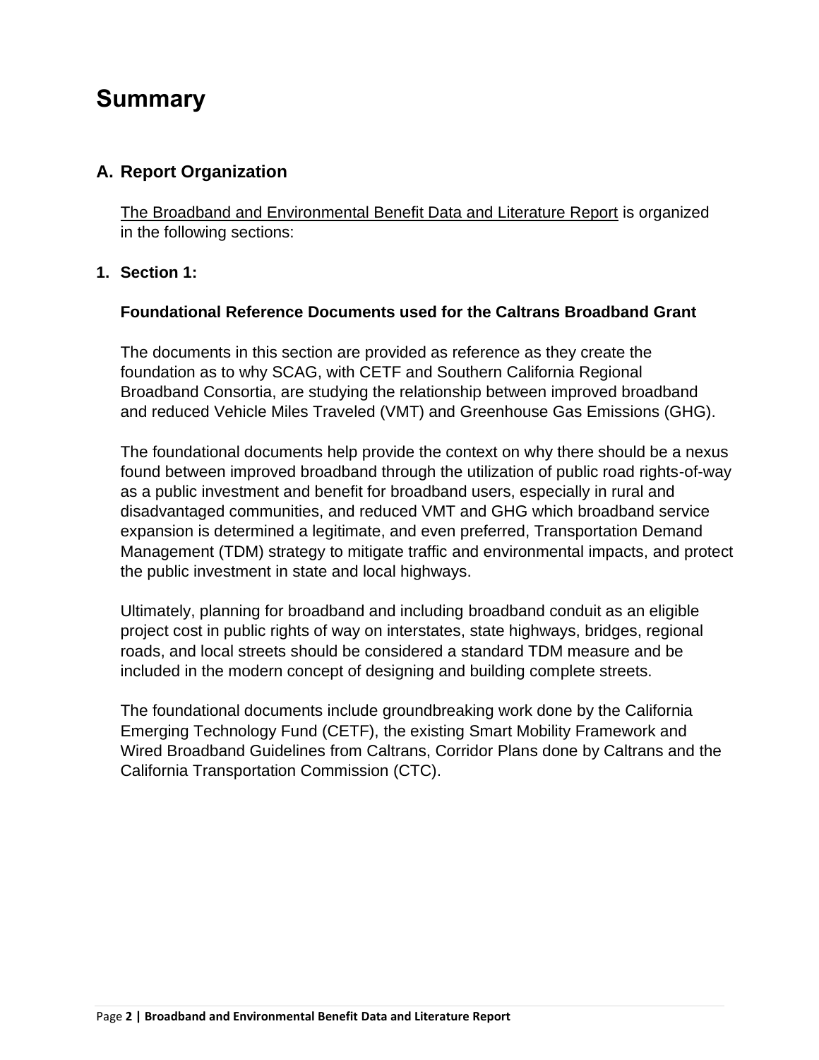# Summary

## A. Report Organization

The Broadband and Environmental Benefit Data and Literature Report is organized in the following sections:

**1. Section 1:**

**Foundational Reference Documents used for the Caltrans Broadband Grant**

The documents in this section are provided as reference as they create the foundation as to why SCAG, with CETF and Southern California Regional Broadband Consortia, are studying the relationship between improved broadband and reduced Vehicle Miles Traveled (VMT) and Greenhouse Gas Emissions (GHG).

The foundational documents help provide the context on why there should be a nexus found between improved broadband through the utilization of public road rights-of-way as a public investment and benefit for broadband users, especially in rural and disadvantaged communities, and reduced VMT and GHG which broadband service expansion is determined a legitimate, and even preferred, Transportation Demand Management (TDM) strategy to mitigate traffic and environmental impacts, and protect the public investment in state and local highways.

Ultimately, planning for broadband and including broadband conduit as an eligible project cost in public rights of way on interstates, state highways, bridges, regional roads, and local streets should be considered a standard TDM measure and be included in the modern concept of designing and building complete streets.

The foundational documents include groundbreaking work done by the California Emerging Technology Fund (CETF), the existing Smart Mobility Framework and Wired Broadband Guidelines from Caltrans, Corridor Plans done by Caltrans and the California Transportation Commission (CTC).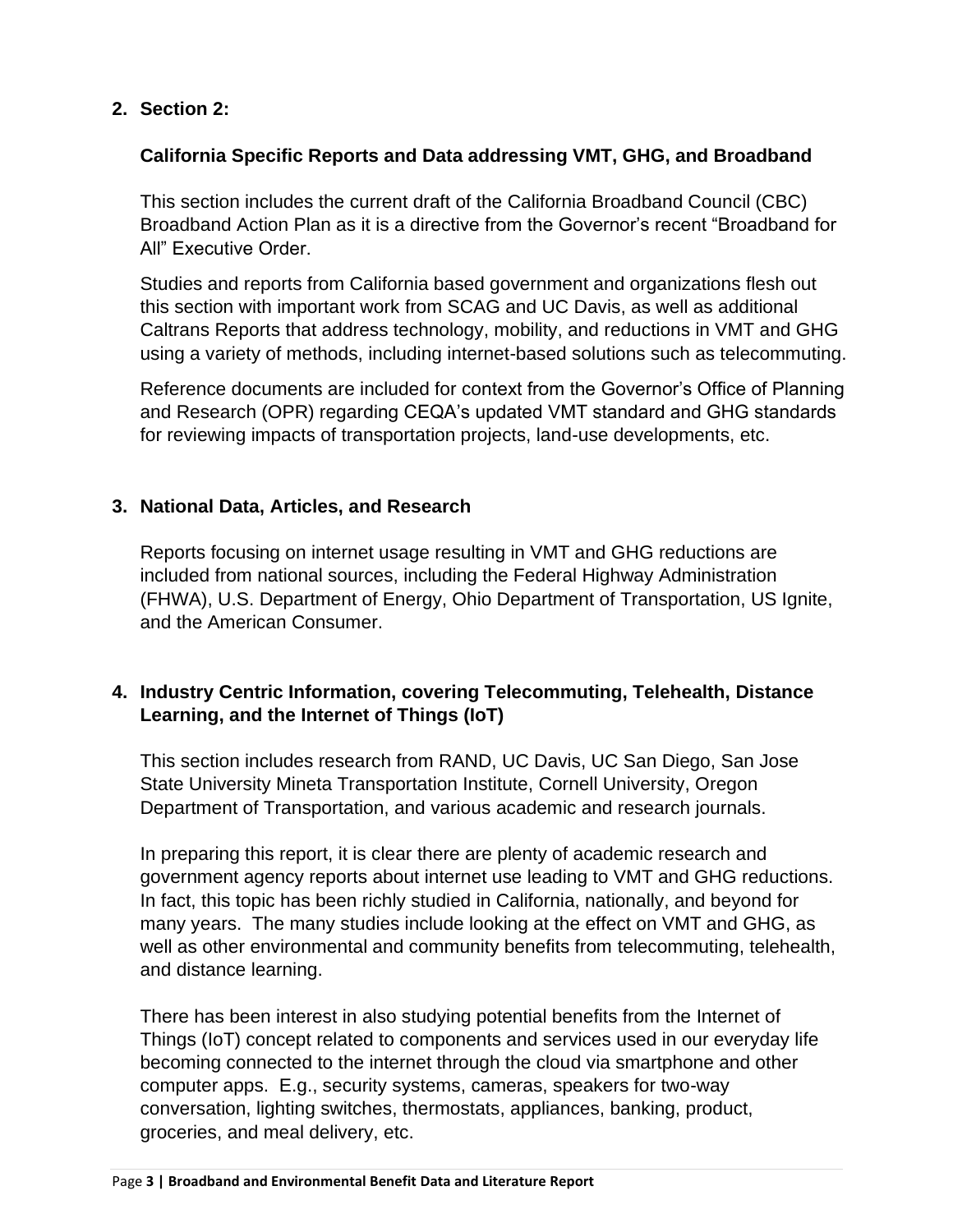## 2. Section 2:

### California Specific Reports and Data addressing VMT, GHG, and Broadband

This section includes the current draft of the California Broadband Council (CBC) Broadband Action Plan as it is a directive from the Governor's recent "Broadband for All" Executive Order.

Studies and reports from California based government and organizations flesh out this section with important work from SCAG and UC Davis, as well as additional Caltrans Reports that address technology, mobility, and reductions in VMT and GHG using a variety of methods, including internet-based solutions such as telecommuting.

Reference documents are included for context from the Governor's Office of Planning and Research (OPR) regarding CEQA's updated VMT standard and GHG standards for reviewing impacts of transportation projects, land-use developments, etc.

## 3. National Data, Articles, and Research

Reports focusing on internet usage resulting in VMT and GHG reductions are included from national sources, including the Federal Highway Administration (FHWA), U.S. Department of Energy, Ohio Department of Transportation, US Ignite, and the American Consumer.

## 4. Industry Centric Information, covering Telecommuting, Telehealth, Distance Learning, and the Internet of Things (IoT)

This section includes research from RAND, UC Davis, UC San Diego, San Jose State University Mineta Transportation Institute, Cornell University, Oregon Department of Transportation, and various academic and research journals.

In preparing this report, it is clear there are plenty of academic research and government agency reports about internet use leading to VMT and GHG reductions. In fact, this topic has been richly studied in California, nationally, and beyond for many years. The many studies include looking at the effect on VMT and GHG, as well as other environmental and community benefits from telecommuting, telehealth, and distance learning.

There has been interest in also studying potential benefits from the Internet of Things (IoT) concept related to components and services used in our everyday life becoming connected to the internet through the cloud via smartphone and other computer apps. E.g., security systems, cameras, speakers for two-way conversation, lighting switches, thermostats, appliances, banking, product, groceries, and meal delivery, etc.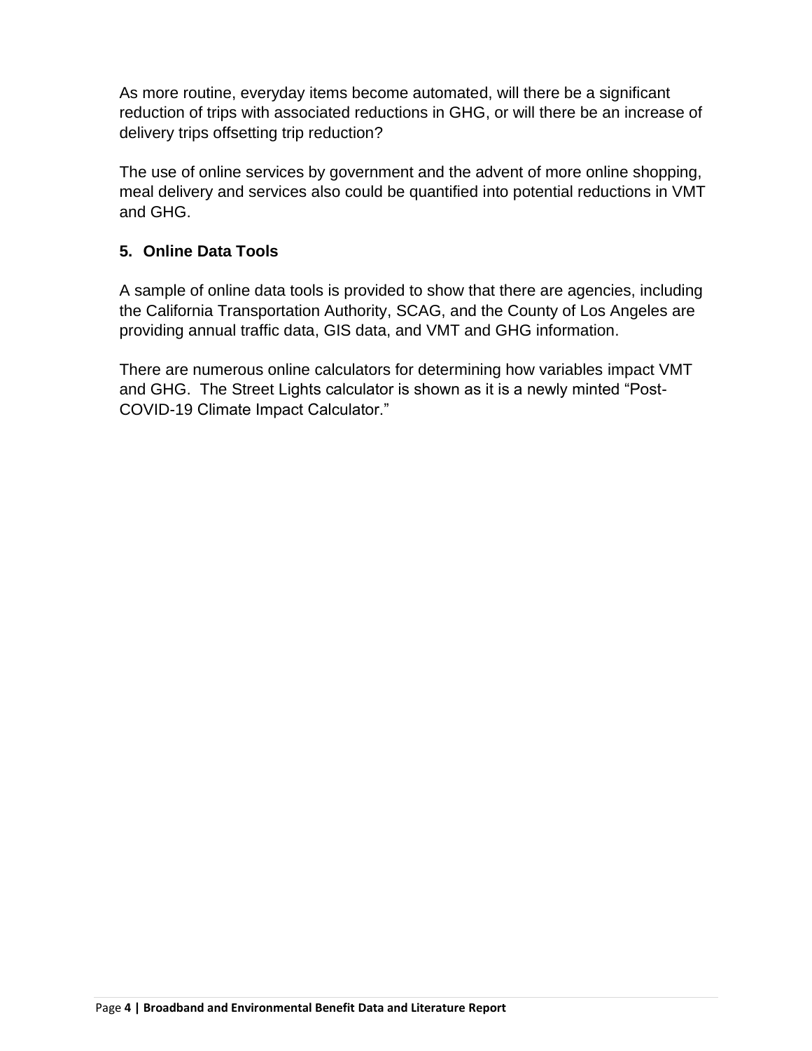As more routine, everyday items become automated, will there be a significant reduction of trips with associated reductions in GHG, or will there be an increase of delivery trips offsetting trip reduction?

The use of online services by government and the advent of more online shopping, meal delivery and services also could be quantified into potential reductions in VMT and GHG.

## 5. Online Data Tools

A sample of online data tools is provided to show that there are agencies, including the California Transportation Authority, SCAG, and the County of Los Angeles are providing annual traffic data, GIS data, and VMT and GHG information.

There are numerous online calculators for determining how variables impact VMT and GHG. The Street Lights calculator is shown as it is a newly minted "Post-COVID-19 Climate Impact Calculator."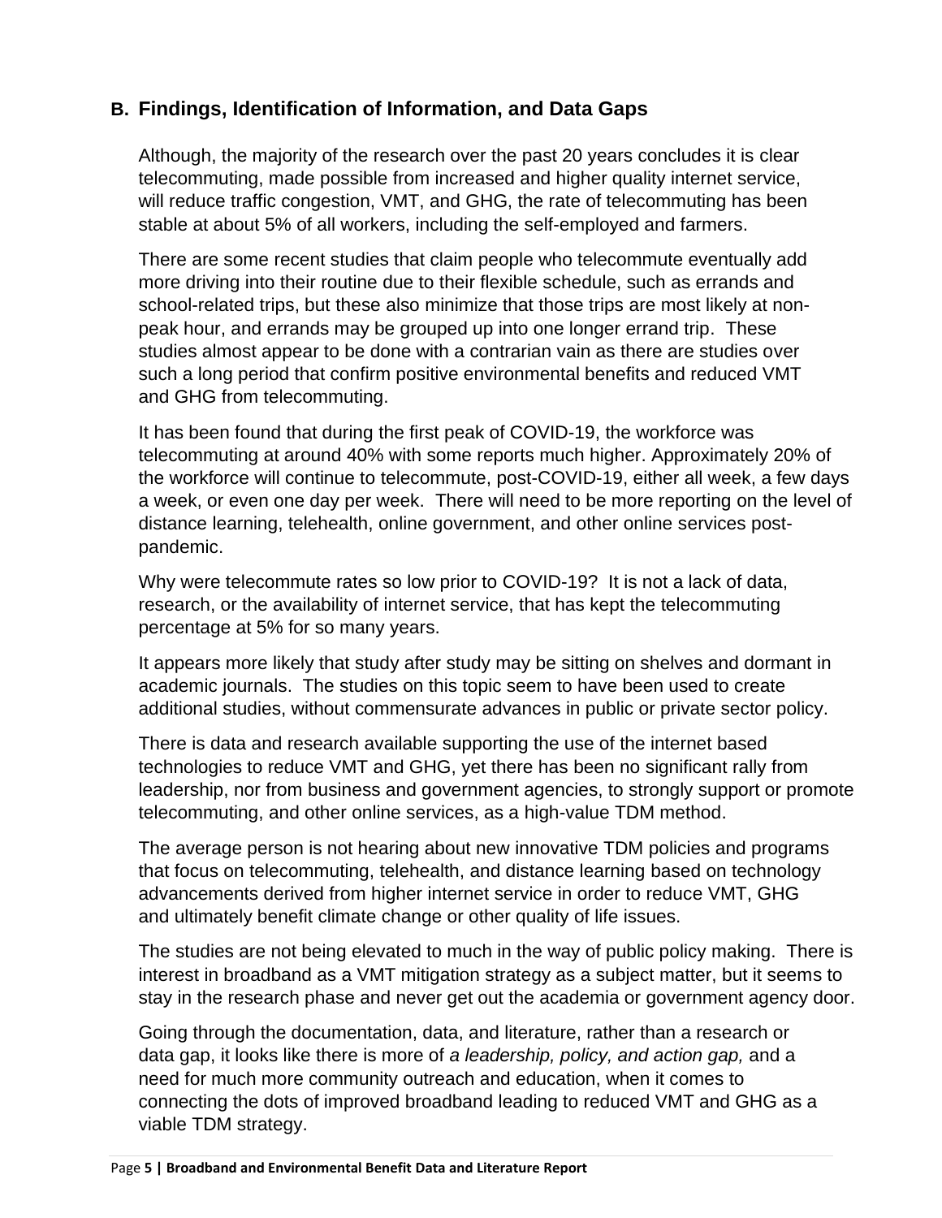## B. Findings, Identification of Information, and Data Gaps

Although, the majority of the research over the past 20 years concludes it is clear telecommuting, made possible from increased and higher quality internet service, will reduce traffic congestion, VMT, and GHG, the rate of telecommuting has been stable at about 5% of all workers, including the self-employed and farmers.

There are some recent studies that claim people who telecommute eventually add more driving into their routine due to their flexible schedule, such as errands and school-related trips, but these also minimize that those trips are most likely at non-peak hour, and errands may be grouped up into one longer errand trip. These studies almost appear to be done with a contrarian vain as there are studies over such a long period that confirm positive environmental benefits and reduced VMT and GHG from telecommuting.

It has been found that during the first peak of COVID-19, the workforce was telecommuting at around 40% with some reports much higher. Approximately 20% of the workforce will continue to telecommute, post-COVID-19, either all week, a few days a week, or even one day per week. There will need to be more reporting on the level of distance learning, telehealth, online government, and other online services post-pandemic.

Why were telecommute rates so low prior to COVID-19? It is not a lack of data, research, or the availability of internet service, that has kept the telecommuting percentage at 5% for so many years.

It appears more likely that study after study may be sitting on shelves and dormant in academic journals. The studies on this topic seem to have been used to create additional studies, without commensurate advances in public or private sector policy.

There is data and research available supporting the use of the internet based technologies to reduce VMT and GHG, yet there has been no significant rally from leadership, nor from business and government agencies, to strongly support or promote telecommuting, and other online services, as a high-value TDM method.

The average person is not hearing about new innovative TDM policies and programs that focus on telecommuting, telehealth, and distance learning based on technology advancements derived from higher internet service in order to reduce VMT, GHG and ultimately benefit climate change or other quality of life issues.

The studies are not being elevated to much in the way of public policy making. There is interest in broadband as a VMT mitigation strategy as a subject matter, but it seems to stay in the research phase and never get out the academia or government agency door.

Going through the documentation, data, and literature, rather than a research or data gap, it looks like there is more of *a leadership, policy, and action gap,* and a need for much more community outreach and education, when it comes to connecting the dots of improved broadband leading to reduced VMT and GHG as a viable TDM strategy.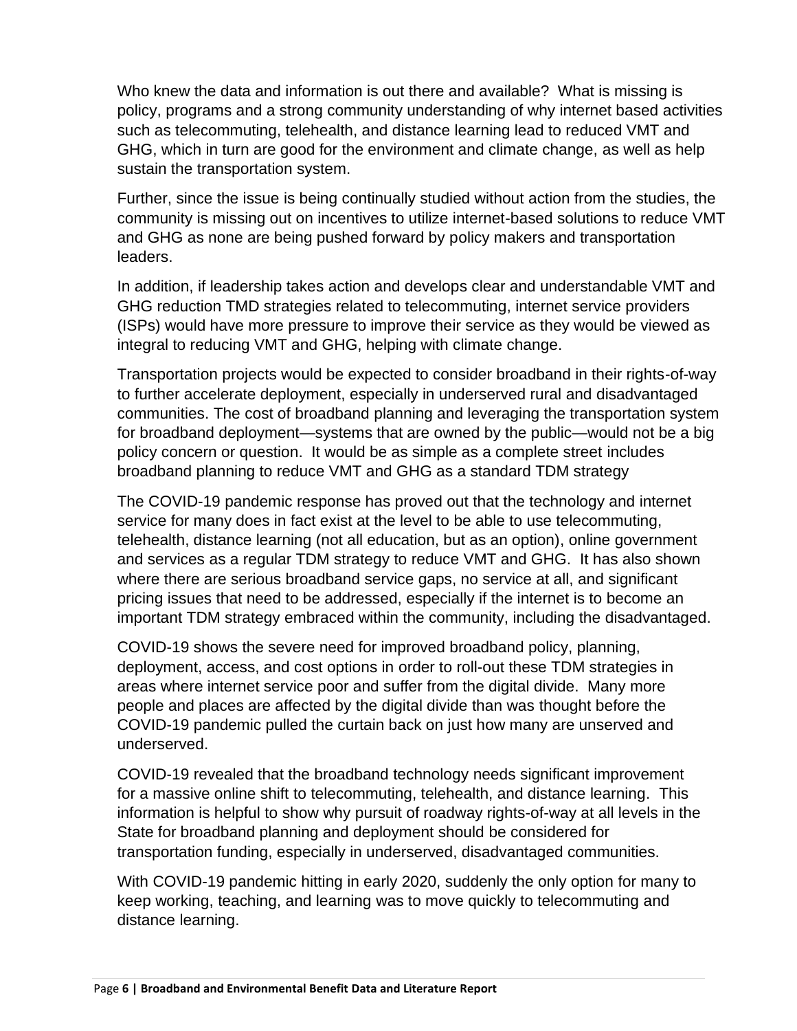Who knew the data and information is out there and available? What is missing is policy, programs and a strong community understanding of why internet based activities such as telecommuting, telehealth, and distance learning lead to reduced VMT and GHG, which in turn are good for the environment and climate change, as well as help sustain the transportation system.

Further, since the issue is being continually studied without action from the studies, the community is missing out on incentives to utilize internet-based solutions to reduce VMT and GHG as none are being pushed forward by policy makers and transportation leaders.

In addition, if leadership takes action and develops clear and understandable VMT and GHG reduction TMD strategies related to telecommuting, internet service providers (ISPs) would have more pressure to improve their service as they would be viewed as integral to reducing VMT and GHG, helping with climate change.

Transportation projects would be expected to consider broadband in their rights-of-way to further accelerate deployment, especially in underserved rural and disadvantaged communities. The cost of broadband planning and leveraging the transportation system for broadband deployment—systems that are owned by the public—would not be a big policy concern or question. It would be as simple as a complete street includes broadband planning to reduce VMT and GHG as a standard TDM strategy

The COVID-19 pandemic response has proved out that the technology and internet service for many does in fact exist at the level to be able to use telecommuting, telehealth, distance learning (not all education, but as an option), online government and services as a regular TDM strategy to reduce VMT and GHG. It has also shown where there are serious broadband service gaps, no service at all, and significant pricing issues that need to be addressed, especially if the internet is to become an important TDM strategy embraced within the community, including the disadvantaged.

COVID-19 shows the severe need for improved broadband policy, planning, deployment, access, and cost options in order to roll-out these TDM strategies in areas where internet service poor and suffer from the digital divide. Many more people and places are affected by the digital divide than was thought before the COVID-19 pandemic pulled the curtain back on just how many are unserved and underserved.

COVID-19 revealed that the broadband technology needs significant improvement for a massive online shift to telecommuting, telehealth, and distance learning. This information is helpful to show why pursuit of roadway rights-of-way at all levels in the State for broadband planning and deployment should be considered for transportation funding, especially in underserved, disadvantaged communities.

With COVID-19 pandemic hitting in early 2020, suddenly the only option for many to keep working, teaching, and learning was to move quickly to telecommuting and distance learning.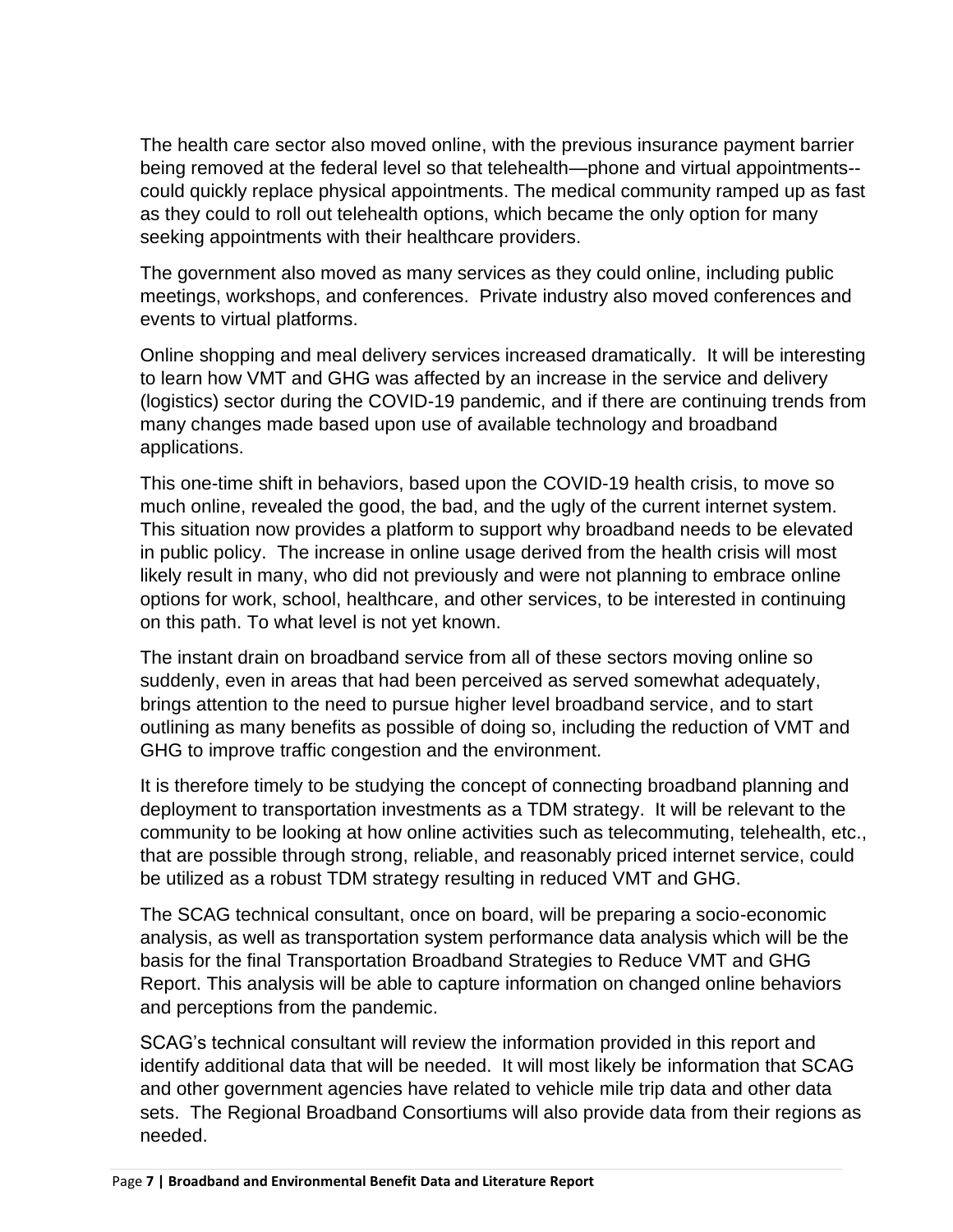The health care sector also moved online, with the previous insurance payment barrier being removed at the federal level so that telehealth—phone and virtual appointments--could quickly replace physical appointments. The medical community ramped up as fast as they could to roll out telehealth options, which became the only option for many seeking appointments with their healthcare providers.

The government also moved as many services as they could online, including public meetings, workshops, and conferences. Private industry also moved conferences and events to virtual platforms.

Online shopping and meal delivery services increased dramatically. It will be interesting to learn how VMT and GHG was affected by an increase in the service and delivery (logistics) sector during the COVID-19 pandemic, and if there are continuing trends from many changes made based upon use of available technology and broadband applications.

This one-time shift in behaviors, based upon the COVID-19 health crisis, to move so much online, revealed the good, the bad, and the ugly of the current internet system. This situation now provides a platform to support why broadband needs to be elevated in public policy. The increase in online usage derived from the health crisis will most likely result in many, who did not previously and were not planning to embrace online options for work, school, healthcare, and other services, to be interested in continuing on this path. To what level is not yet known.

The instant drain on broadband service from all of these sectors moving online so suddenly, even in areas that had been perceived as served somewhat adequately, brings attention to the need to pursue higher level broadband service, and to start outlining as many benefits as possible of doing so, including the reduction of VMT and GHG to improve traffic congestion and the environment.

It is therefore timely to be studying the concept of connecting broadband planning and deployment to transportation investments as a TDM strategy. It will be relevant to the community to be looking at how online activities such as telecommuting, telehealth, etc., that are possible through strong, reliable, and reasonably priced internet service, could be utilized as a robust TDM strategy resulting in reduced VMT and GHG.

The SCAG technical consultant, once on board, will be preparing a socio-economic analysis, as well as transportation system performance data analysis which will be the basis for the final Transportation Broadband Strategies to Reduce VMT and GHG Report. This analysis will be able to capture information on changed online behaviors and perceptions from the pandemic.

SCAG's technical consultant will review the information provided in this report and identify additional data that will be needed. It will most likely be information that SCAG and other government agencies have related to vehicle mile trip data and other data sets. The Regional Broadband Consortiums will also provide data from their regions as needed.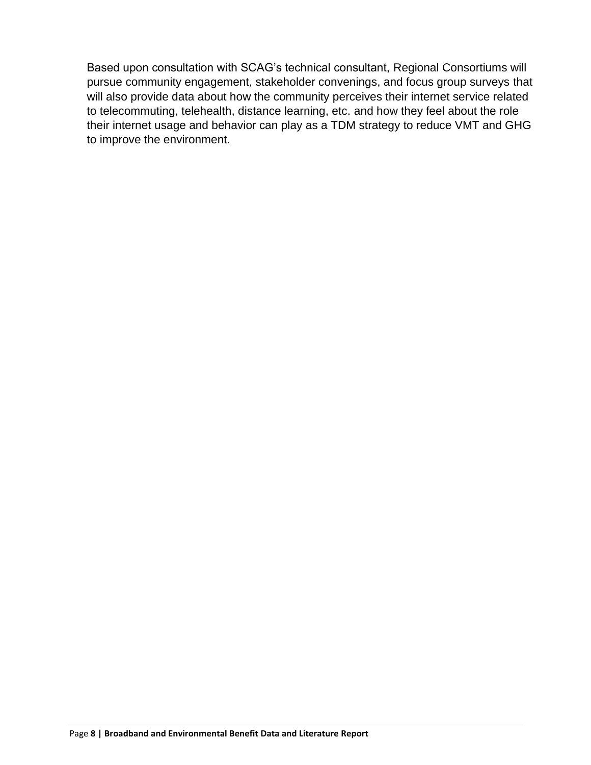Based upon consultation with SCAG's technical consultant, Regional Consortiums will pursue community engagement, stakeholder convenings, and focus group surveys that will also provide data about how the community perceives their internet service related to telecommuting, telehealth, distance learning, etc. and how they feel about the role their internet usage and behavior can play as a TDM strategy to reduce VMT and GHG to improve the environment.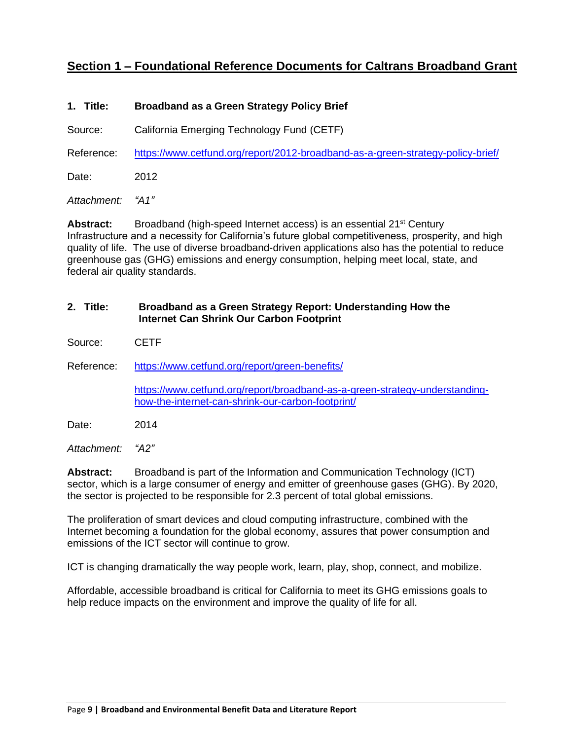## Section 1 – Foundational Reference Documents for Caltrans Broadband Grant

**1. Title: Broadband as a Green Strategy Policy Brief**

Source: California Emerging Technology Fund (CETF)

Reference: https://www.cetfund.org/report/2012-broadband-as-a-green-strategy-policy-brief/

Date: 2012

*Attachment: "A1"*

**Abstract:** Broadband (high-speed Internet access) is an essential 21st Century Infrastructure and a necessity for California's future global competitiveness, prosperity, and high quality of life. The use of diverse broadband-driven applications also has the potential to reduce greenhouse gas (GHG) emissions and energy consumption, helping meet local, state, and federal air quality standards.

**2. Title: Broadband as a Green Strategy Report: Understanding How the Internet Can Shrink Our Carbon Footprint**

Source: CETF

Reference: https://www.cetfund.org/report/green-benefits/

https://www.cetfund.org/report/broadband-as-a-green-strategy-understanding-how-the-internet-can-shrink-our-carbon-footprint/

Date: 2014

*Attachment: "A2"*

**Abstract:** Broadband is part of the Information and Communication Technology (ICT) sector, which is a large consumer of energy and emitter of greenhouse gases (GHG). By 2020, the sector is projected to be responsible for 2.3 percent of total global emissions.

The proliferation of smart devices and cloud computing infrastructure, combined with the Internet becoming a foundation for the global economy, assures that power consumption and emissions of the ICT sector will continue to grow.

ICT is changing dramatically the way people work, learn, play, shop, connect, and mobilize.

Affordable, accessible broadband is critical for California to meet its GHG emissions goals to help reduce impacts on the environment and improve the quality of life for all.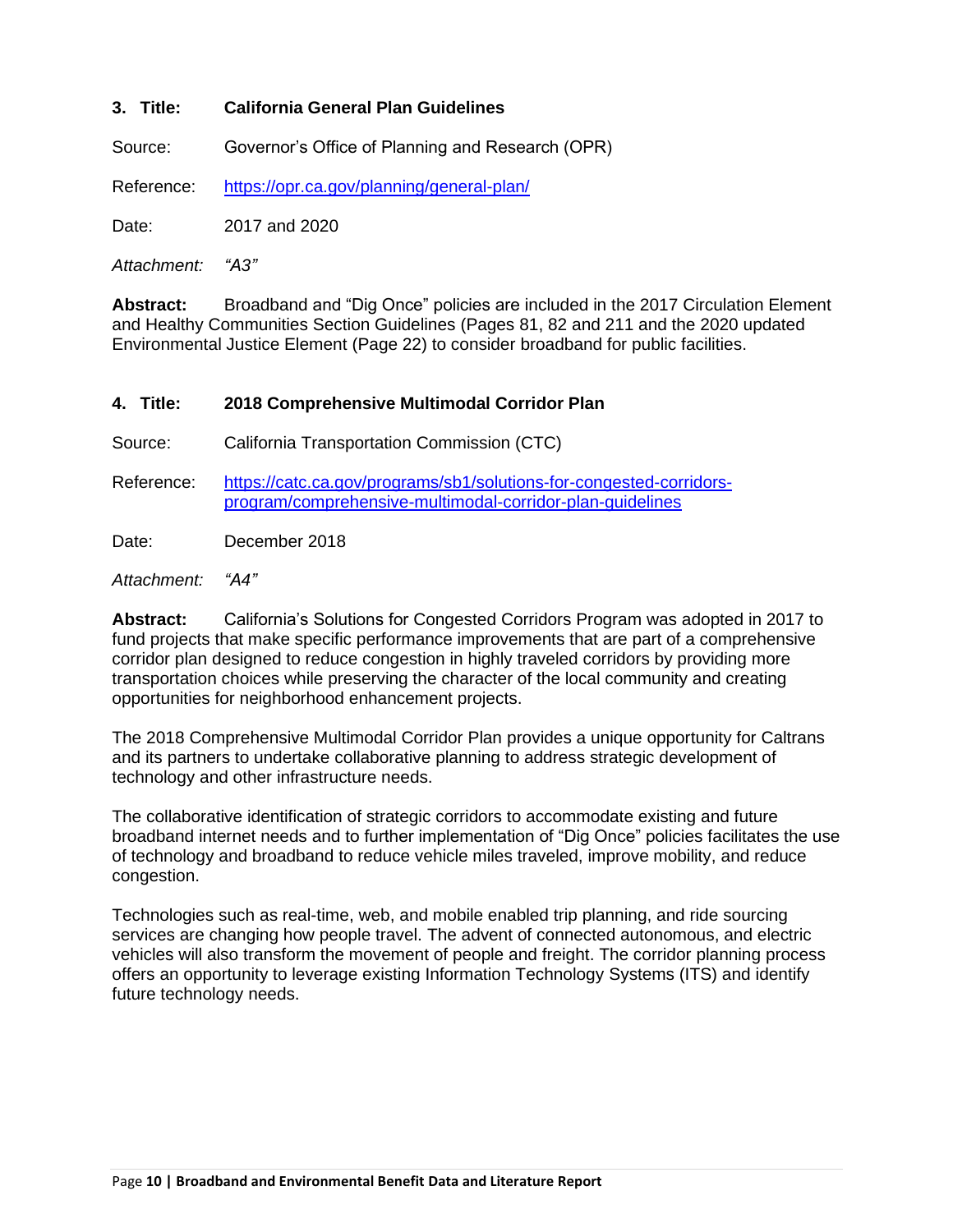### 3. Title: California General Plan Guidelines

Source: Governor's Office of Planning and Research (OPR)

Reference: [https://opr.ca.gov/planning/general-plan/](https://opr.ca.gov/planning/general-plan/)

Date: 2017 and 2020

*Attachment: "A3"*

**Abstract:** Broadband and "Dig Once" policies are included in the 2017 Circulation Element and Healthy Communities Section Guidelines (Pages 81, 82 and 211 and the 2020 updated Environmental Justice Element (Page 22) to consider broadband for public facilities.

### 4. Title: 2018 Comprehensive Multimodal Corridor Plan

Source: California Transportation Commission (CTC)

Reference: [https://catc.ca.gov/programs/sb1/solutions-for-congested-corridors-program/comprehensive-multimodal-corridor-plan-guidelines](https://catc.ca.gov/programs/sb1/solutions-for-congested-corridors-program/comprehensive-multimodal-corridor-plan-guidelines)

Date: December 2018

*Attachment: "A4"*

**Abstract:** California's Solutions for Congested Corridors Program was adopted in 2017 to fund projects that make specific performance improvements that are part of a comprehensive corridor plan designed to reduce congestion in highly traveled corridors by providing more transportation choices while preserving the character of the local community and creating opportunities for neighborhood enhancement projects.

The 2018 Comprehensive Multimodal Corridor Plan provides a unique opportunity for Caltrans and its partners to undertake collaborative planning to address strategic development of technology and other infrastructure needs.

The collaborative identification of strategic corridors to accommodate existing and future broadband internet needs and to further implementation of "Dig Once" policies facilitates the use of technology and broadband to reduce vehicle miles traveled, improve mobility, and reduce congestion.

Technologies such as real-time, web, and mobile enabled trip planning, and ride sourcing services are changing how people travel. The advent of connected autonomous, and electric vehicles will also transform the movement of people and freight. The corridor planning process offers an opportunity to leverage existing Information Technology Systems (ITS) and identify future technology needs.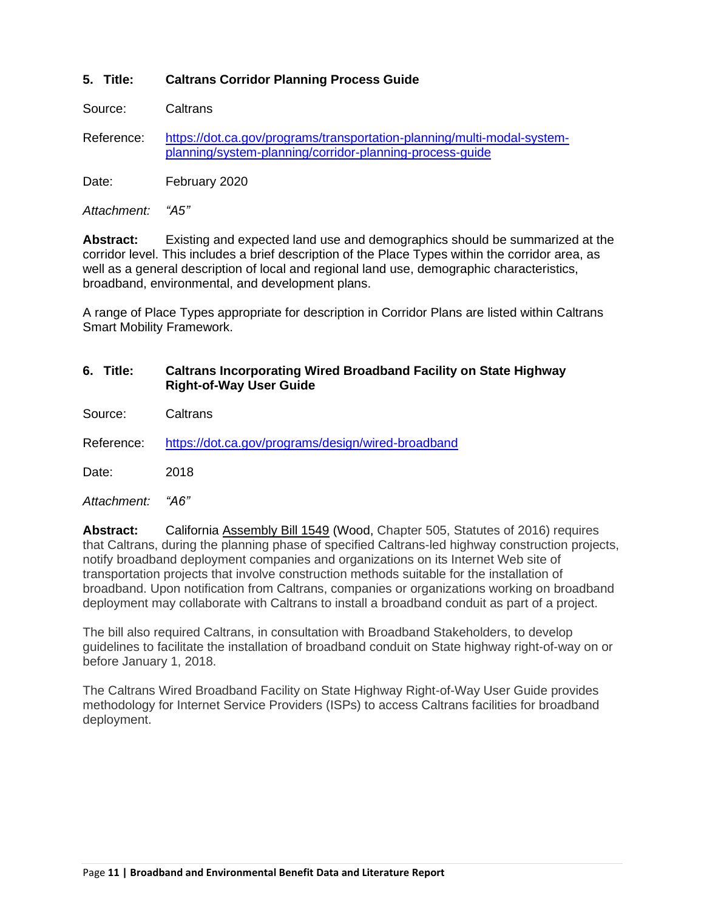**5. Title: Caltrans Corridor Planning Process Guide**

Source: Caltrans

Reference: https://dot.ca.gov/programs/transportation-planning/multi-modal-system-planning/system-planning/corridor-planning-process-guide

Date: February 2020

*Attachment: "A5"*

**Abstract:** Existing and expected land use and demographics should be summarized at the corridor level. This includes a brief description of the Place Types within the corridor area, as well as a general description of local and regional land use, demographic characteristics, broadband, environmental, and development plans.

A range of Place Types appropriate for description in Corridor Plans are listed within Caltrans Smart Mobility Framework.

**6. Title: Caltrans Incorporating Wired Broadband Facility on State Highway Right-of-Way User Guide**

Source: Caltrans

Reference: https://dot.ca.gov/programs/design/wired-broadband

Date: 2018

*Attachment: "A6"*

**Abstract:** California Assembly Bill 1549 (Wood, Chapter 505, Statutes of 2016) requires that Caltrans, during the planning phase of specified Caltrans-led highway construction projects, notify broadband deployment companies and organizations on its Internet Web site of transportation projects that involve construction methods suitable for the installation of broadband. Upon notification from Caltrans, companies or organizations working on broadband deployment may collaborate with Caltrans to install a broadband conduit as part of a project.

The bill also required Caltrans, in consultation with Broadband Stakeholders, to develop guidelines to facilitate the installation of broadband conduit on State highway right-of-way on or before January 1, 2018.

The Caltrans Wired Broadband Facility on State Highway Right-of-Way User Guide provides methodology for Internet Service Providers (ISPs) to access Caltrans facilities for broadband deployment.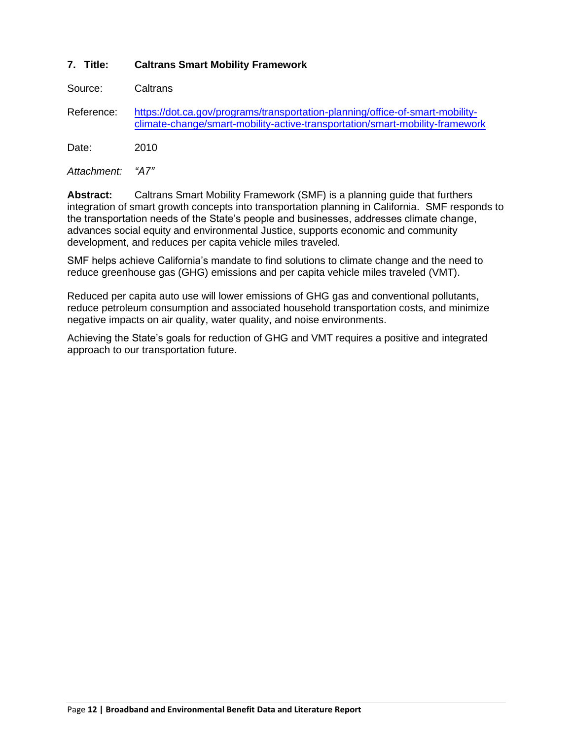### 7. Title: Caltrans Smart Mobility Framework

Source: Caltrans

Reference: https://dot.ca.gov/programs/transportation-planning/office-of-smart-mobility-climate-change/smart-mobility-active-transportation/smart-mobility-framework

Date: 2010

*Attachment: "A7"*

**Abstract:** Caltrans Smart Mobility Framework (SMF) is a planning guide that furthers integration of smart growth concepts into transportation planning in California. SMF responds to the transportation needs of the State's people and businesses, addresses climate change, advances social equity and environmental Justice, supports economic and community development, and reduces per capita vehicle miles traveled.

SMF helps achieve California's mandate to find solutions to climate change and the need to reduce greenhouse gas (GHG) emissions and per capita vehicle miles traveled (VMT).

Reduced per capita auto use will lower emissions of GHG gas and conventional pollutants, reduce petroleum consumption and associated household transportation costs, and minimize negative impacts on air quality, water quality, and noise environments.

Achieving the State's goals for reduction of GHG and VMT requires a positive and integrated approach to our transportation future.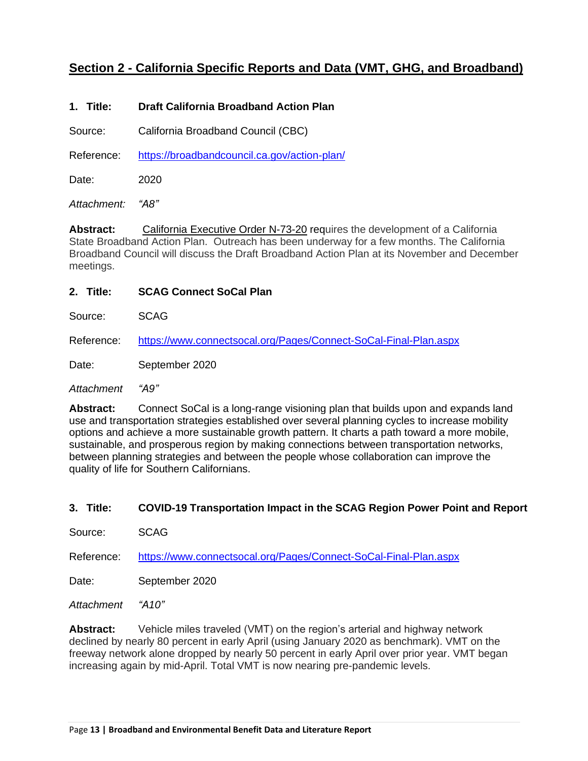## Section 2 - California Specific Reports and Data (VMT, GHG, and Broadband)

**1. Title: Draft California Broadband Action Plan**

Source: California Broadband Council (CBC)

Reference: https://broadbandcouncil.ca.gov/action-plan/

Date: 2020

*Attachment: "A8"*

**Abstract:** California Executive Order N-73-20 requires the development of a California State Broadband Action Plan. Outreach has been underway for a few months. The California Broadband Council will discuss the Draft Broadband Action Plan at its November and December meetings.

**2. Title: SCAG Connect SoCal Plan**

Source: SCAG

Reference: https://www.connectsocal.org/Pages/Connect-SoCal-Final-Plan.aspx

Date: September 2020

*Attachment "A9"*

**Abstract:** Connect SoCal is a long-range visioning plan that builds upon and expands land use and transportation strategies established over several planning cycles to increase mobility options and achieve a more sustainable growth pattern. It charts a path toward a more mobile, sustainable, and prosperous region by making connections between transportation networks, between planning strategies and between the people whose collaboration can improve the quality of life for Southern Californians.

**3. Title: COVID-19 Transportation Impact in the SCAG Region Power Point and Report**

Source: SCAG

Reference: https://www.connectsocal.org/Pages/Connect-SoCal-Final-Plan.aspx

Date: September 2020

*Attachment "A10"*

**Abstract:** Vehicle miles traveled (VMT) on the region's arterial and highway network declined by nearly 80 percent in early April (using January 2020 as benchmark). VMT on the freeway network alone dropped by nearly 50 percent in early April over prior year. VMT began increasing again by mid-April. Total VMT is now nearing pre-pandemic levels.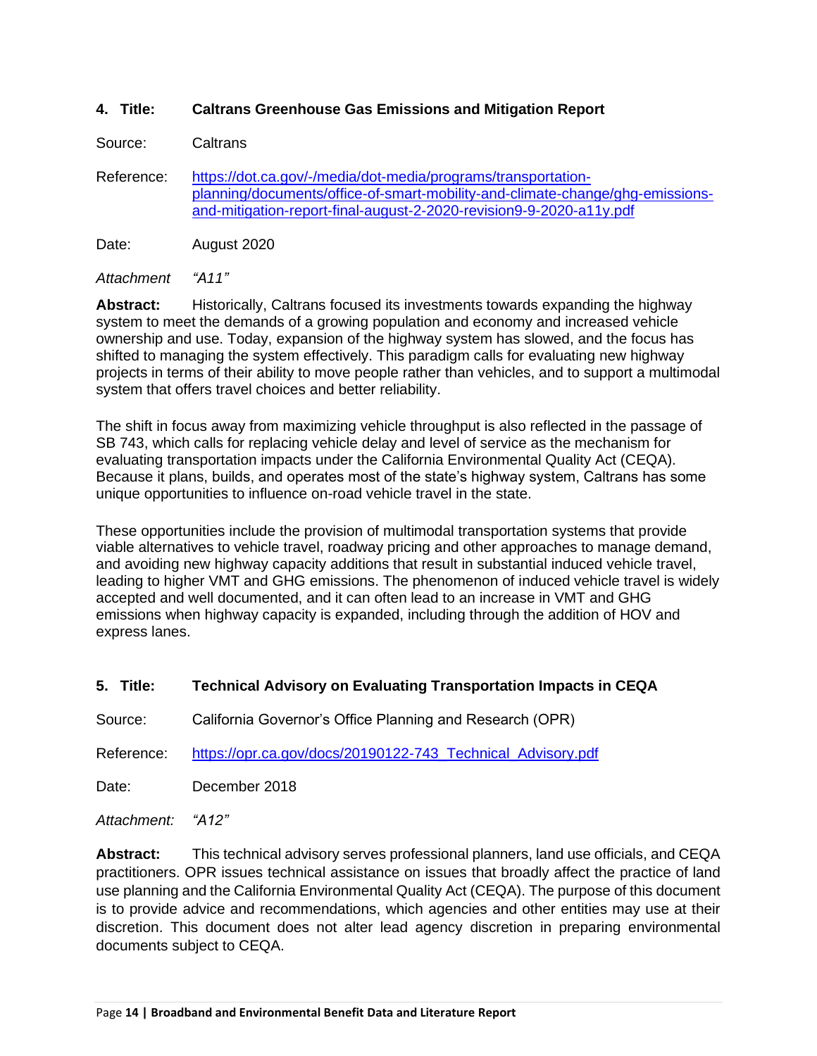**4. Title: Caltrans Greenhouse Gas Emissions and Mitigation Report**

Source: Caltrans

Reference: https://dot.ca.gov/-/media/dot-media/programs/transportation-planning/documents/office-of-smart-mobility-and-climate-change/ghg-emissions-and-mitigation-report-final-august-2-2020-revision9-9-2020-a11y.pdf

Date: August 2020

*Attachment "A11"*

**Abstract:** Historically, Caltrans focused its investments towards expanding the highway system to meet the demands of a growing population and economy and increased vehicle ownership and use. Today, expansion of the highway system has slowed, and the focus has shifted to managing the system effectively. This paradigm calls for evaluating new highway projects in terms of their ability to move people rather than vehicles, and to support a multimodal system that offers travel choices and better reliability.

The shift in focus away from maximizing vehicle throughput is also reflected in the passage of SB 743, which calls for replacing vehicle delay and level of service as the mechanism for evaluating transportation impacts under the California Environmental Quality Act (CEQA). Because it plans, builds, and operates most of the state's highway system, Caltrans has some unique opportunities to influence on-road vehicle travel in the state.

These opportunities include the provision of multimodal transportation systems that provide viable alternatives to vehicle travel, roadway pricing and other approaches to manage demand, and avoiding new highway capacity additions that result in substantial induced vehicle travel, leading to higher VMT and GHG emissions. The phenomenon of induced vehicle travel is widely accepted and well documented, and it can often lead to an increase in VMT and GHG emissions when highway capacity is expanded, including through the addition of HOV and express lanes.

**5. Title: Technical Advisory on Evaluating Transportation Impacts in CEQA**

Source: California Governor's Office Planning and Research (OPR)

Reference: https://opr.ca.gov/docs/20190122-743_Technical_Advisory.pdf

Date: December 2018

*Attachment: "A12"*

**Abstract:** This technical advisory serves professional planners, land use officials, and CEQA practitioners. OPR issues technical assistance on issues that broadly affect the practice of land use planning and the California Environmental Quality Act (CEQA). The purpose of this document is to provide advice and recommendations, which agencies and other entities may use at their discretion. This document does not alter lead agency discretion in preparing environmental documents subject to CEQA.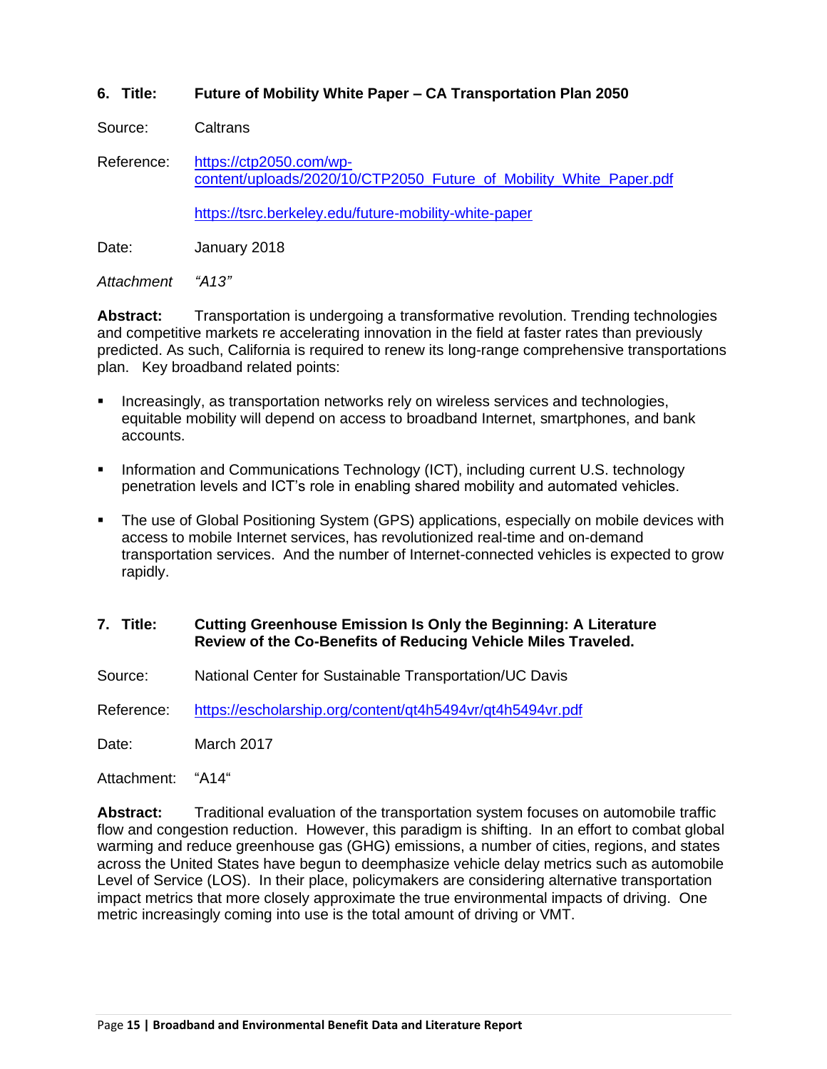**6. Title: Future of Mobility White Paper – CA Transportation Plan 2050**

Source: Caltrans

Reference: https://ctp2050.com/wp-content/uploads/2020/10/CTP2050_Future_of_Mobility_White_Paper.pdf

https://tsrc.berkeley.edu/future-mobility-white-paper

Date: January 2018

*Attachment “A13”*

**Abstract:** Transportation is undergoing a transformative revolution. Trending technologies and competitive markets re accelerating innovation in the field at faster rates than previously predicted. As such, California is required to renew its long-range comprehensive transportations plan. Key broadband related points:

- Increasingly, as transportation networks rely on wireless services and technologies, equitable mobility will depend on access to broadband Internet, smartphones, and bank accounts.
- Information and Communications Technology (ICT), including current U.S. technology penetration levels and ICT’s role in enabling shared mobility and automated vehicles.
- The use of Global Positioning System (GPS) applications, especially on mobile devices with access to mobile Internet services, has revolutionized real-time and on-demand transportation services. And the number of Internet-connected vehicles is expected to grow rapidly.

**7. Title: Cutting Greenhouse Emission Is Only the Beginning: A Literature Review of the Co-Benefits of Reducing Vehicle Miles Traveled.**

Source: National Center for Sustainable Transportation/UC Davis

Reference: https://escholarship.org/content/qt4h5494vr/qt4h5494vr.pdf

Date: March 2017

Attachment: “A14“

**Abstract:** Traditional evaluation of the transportation system focuses on automobile traffic flow and congestion reduction. However, this paradigm is shifting. In an effort to combat global warming and reduce greenhouse gas (GHG) emissions, a number of cities, regions, and states across the United States have begun to deemphasize vehicle delay metrics such as automobile Level of Service (LOS). In their place, policymakers are considering alternative transportation impact metrics that more closely approximate the true environmental impacts of driving. One metric increasingly coming into use is the total amount of driving or VMT.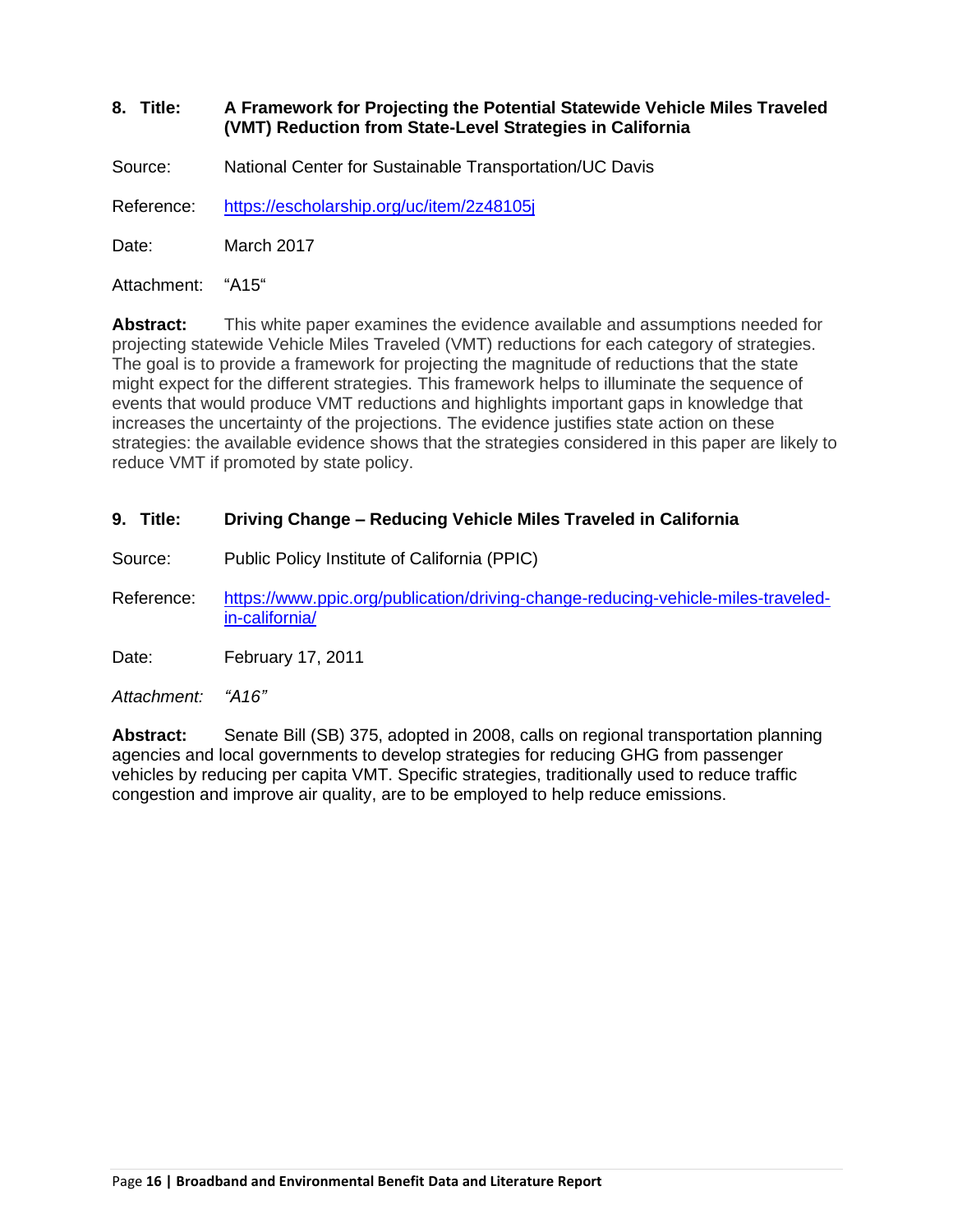**8. Title:** **A Framework for Projecting the Potential Statewide Vehicle Miles Traveled (VMT) Reduction from State-Level Strategies in California**

Source: National Center for Sustainable Transportation/UC Davis

Reference: https://escholarship.org/uc/item/2z48105j

Date: March 2017

Attachment: "A15"

**Abstract:** This white paper examines the evidence available and assumptions needed for projecting statewide Vehicle Miles Traveled (VMT) reductions for each category of strategies. The goal is to provide a framework for projecting the magnitude of reductions that the state might expect for the different strategies. This framework helps to illuminate the sequence of events that would produce VMT reductions and highlights important gaps in knowledge that increases the uncertainty of the projections. The evidence justifies state action on these strategies: the available evidence shows that the strategies considered in this paper are likely to reduce VMT if promoted by state policy.

**9. Title:** **Driving Change – Reducing Vehicle Miles Traveled in California**

Source: Public Policy Institute of California (PPIC)

Reference: https://www.ppic.org/publication/driving-change-reducing-vehicle-miles-traveled-in-california/

Date: February 17, 2011

*Attachment: "A16"*

**Abstract:** Senate Bill (SB) 375, adopted in 2008, calls on regional transportation planning agencies and local governments to develop strategies for reducing GHG from passenger vehicles by reducing per capita VMT. Specific strategies, traditionally used to reduce traffic congestion and improve air quality, are to be employed to help reduce emissions.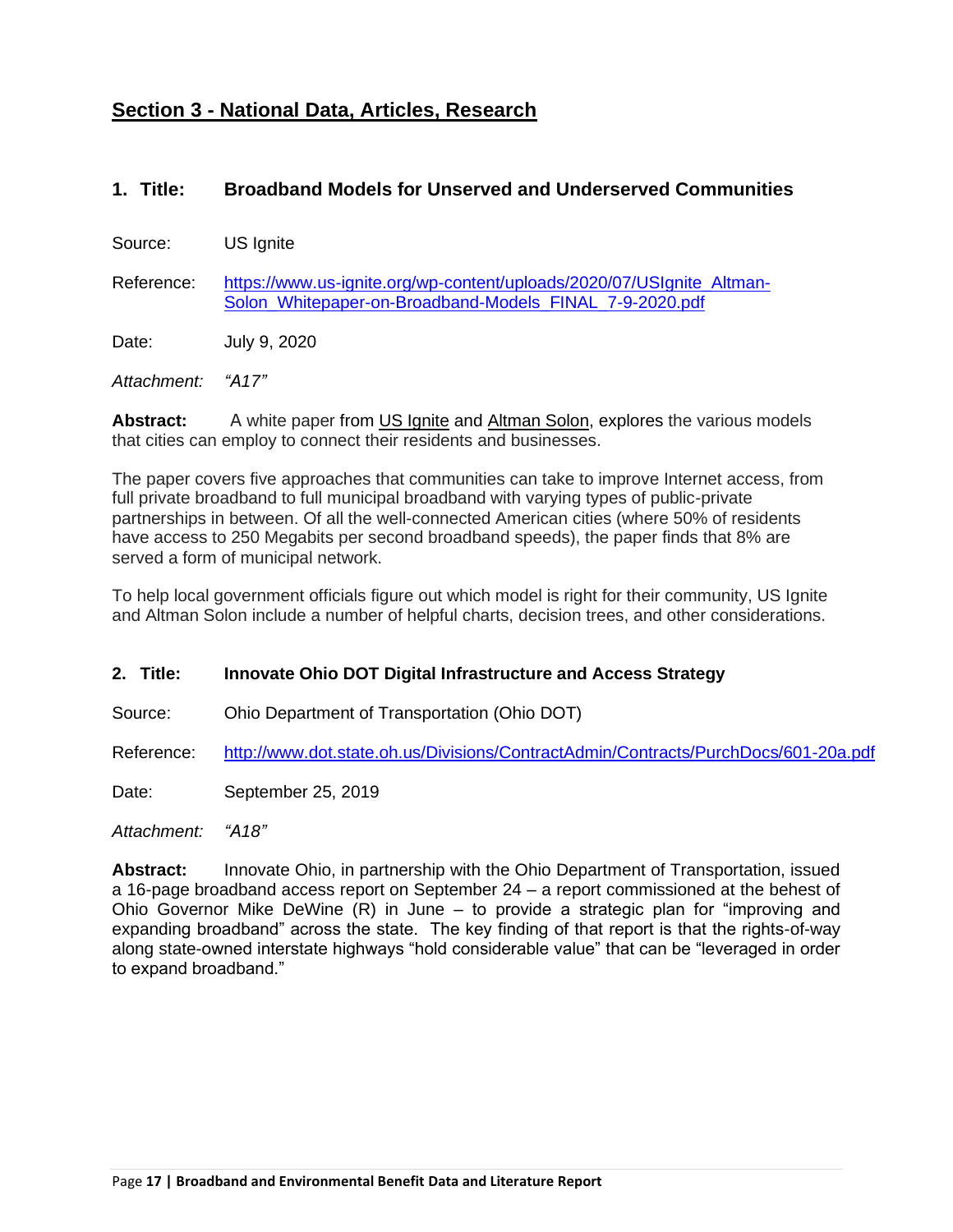## Section 3 - National Data, Articles, Research

### 1. Title: Broadband Models for Unserved and Underserved Communities

Source: US Ignite

Reference: https://www.us-ignite.org/wp-content/uploads/2020/07/USIgnite_Altman-Solon_Whitepaper-on-Broadband-Models_FINAL_7-9-2020.pdf

Date: July 9, 2020

*Attachment: "A17"*

**Abstract:** A white paper from US Ignite and Altman Solon, explores the various models that cities can employ to connect their residents and businesses.

The paper covers five approaches that communities can take to improve Internet access, from full private broadband to full municipal broadband with varying types of public-private partnerships in between. Of all the well-connected American cities (where 50% of residents have access to 250 Megabits per second broadband speeds), the paper finds that 8% are served a form of municipal network.

To help local government officials figure out which model is right for their community, US Ignite and Altman Solon include a number of helpful charts, decision trees, and other considerations.

### 2. Title: Innovate Ohio DOT Digital Infrastructure and Access Strategy

Source: Ohio Department of Transportation (Ohio DOT)

Reference: http://www.dot.state.oh.us/Divisions/ContractAdmin/Contracts/PurchDocs/601-20a.pdf

Date: September 25, 2019

*Attachment: "A18"*

**Abstract:** Innovate Ohio, in partnership with the Ohio Department of Transportation, issued a 16-page broadband access report on September 24 – a report commissioned at the behest of Ohio Governor Mike DeWine (R) in June – to provide a strategic plan for "improving and expanding broadband" across the state. The key finding of that report is that the rights-of-way along state-owned interstate highways "hold considerable value" that can be "leveraged in order to expand broadband."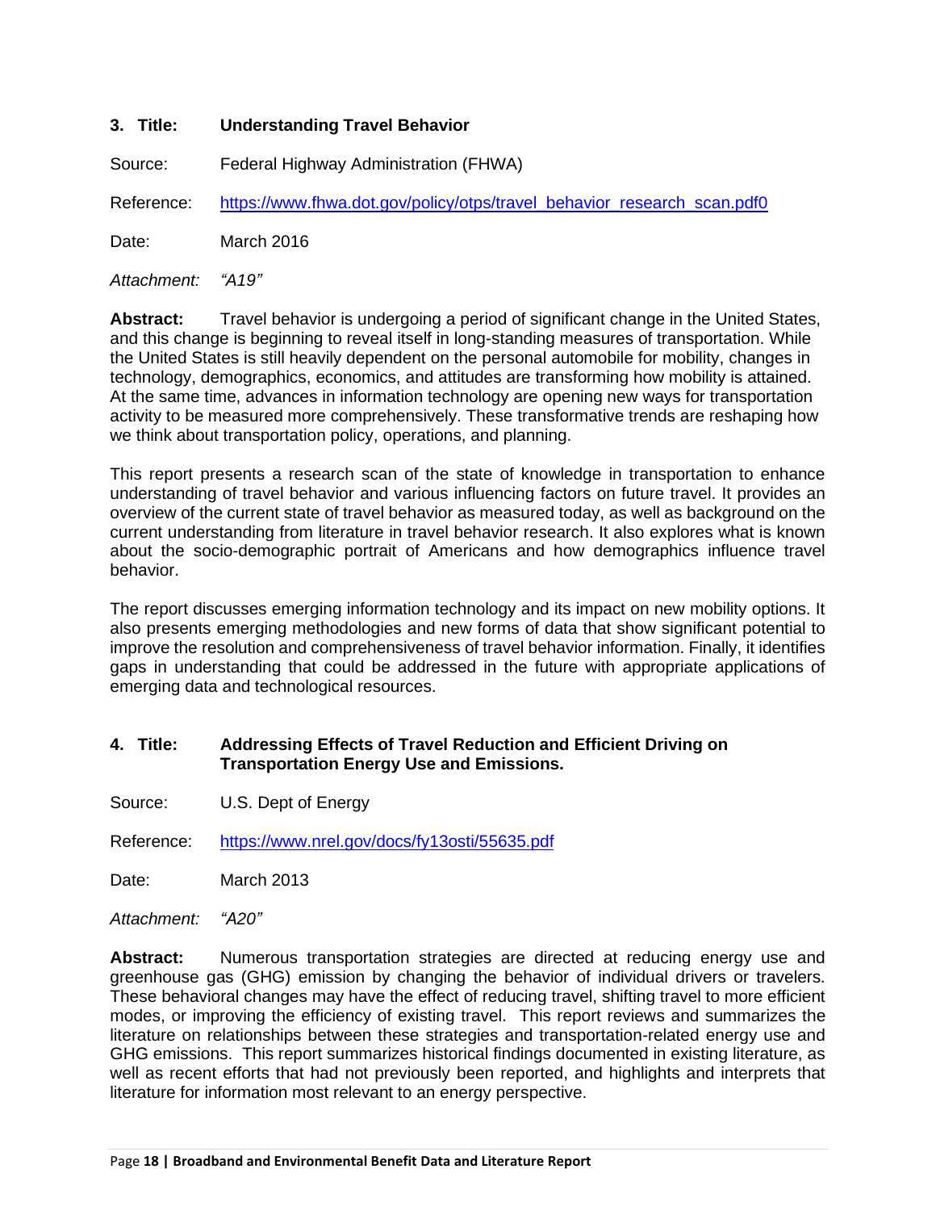### 3. Title: Understanding Travel Behavior

Source: Federal Highway Administration (FHWA)

Reference: [https://www.fhwa.dot.gov/policy/otps/travel_behavior_research_scan.pdf0](https://www.fhwa.dot.gov/policy/otps/travel_behavior_research_scan.pdf0)

Date: March 2016

*Attachment: "A19"*

**Abstract:** Travel behavior is undergoing a period of significant change in the United States, and this change is beginning to reveal itself in long-standing measures of transportation. While the United States is still heavily dependent on the personal automobile for mobility, changes in technology, demographics, economics, and attitudes are transforming how mobility is attained. At the same time, advances in information technology are opening new ways for transportation activity to be measured more comprehensively. These transformative trends are reshaping how we think about transportation policy, operations, and planning.

This report presents a research scan of the state of knowledge in transportation to enhance understanding of travel behavior and various influencing factors on future travel. It provides an overview of the current state of travel behavior as measured today, as well as background on the current understanding from literature in travel behavior research. It also explores what is known about the socio-demographic portrait of Americans and how demographics influence travel behavior.

The report discusses emerging information technology and its impact on new mobility options. It also presents emerging methodologies and new forms of data that show significant potential to improve the resolution and comprehensiveness of travel behavior information. Finally, it identifies gaps in understanding that could be addressed in the future with appropriate applications of emerging data and technological resources.

### 4. Title: Addressing Effects of Travel Reduction and Efficient Driving on Transportation Energy Use and Emissions.

Source: U.S. Dept of Energy

Reference: [https://www.nrel.gov/docs/fy13osti/55635.pdf](https://www.nrel.gov/docs/fy13osti/55635.pdf)

Date: March 2013

*Attachment: "A20"*

**Abstract:** Numerous transportation strategies are directed at reducing energy use and greenhouse gas (GHG) emission by changing the behavior of individual drivers or travelers. These behavioral changes may have the effect of reducing travel, shifting travel to more efficient modes, or improving the efficiency of existing travel. This report reviews and summarizes the literature on relationships between these strategies and transportation-related energy use and GHG emissions. This report summarizes historical findings documented in existing literature, as well as recent efforts that had not previously been reported, and highlights and interprets that literature for information most relevant to an energy perspective.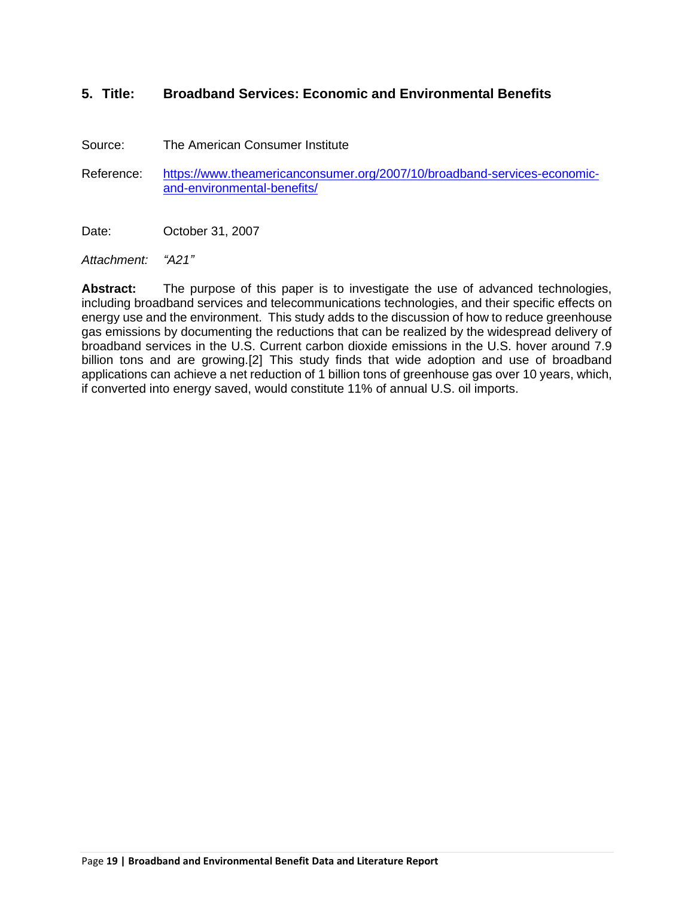## 5. Title: Broadband Services: Economic and Environmental Benefits

Source: The American Consumer Institute

Reference: [https://www.theamericanconsumer.org/2007/10/broadband-services-economic-and-environmental-benefits/](https://www.theamericanconsumer.org/2007/10/broadband-services-economic-and-environmental-benefits/)

Date: October 31, 2007

*Attachment: "A21"*

**Abstract:** The purpose of this paper is to investigate the use of advanced technologies, including broadband services and telecommunications technologies, and their specific effects on energy use and the environment. This study adds to the discussion of how to reduce greenhouse gas emissions by documenting the reductions that can be realized by the widespread delivery of broadband services in the U.S. Current carbon dioxide emissions in the U.S. hover around 7.9 billion tons and are growing.[2] This study finds that wide adoption and use of broadband applications can achieve a net reduction of 1 billion tons of greenhouse gas over 10 years, which, if converted into energy saved, would constitute 11% of annual U.S. oil imports.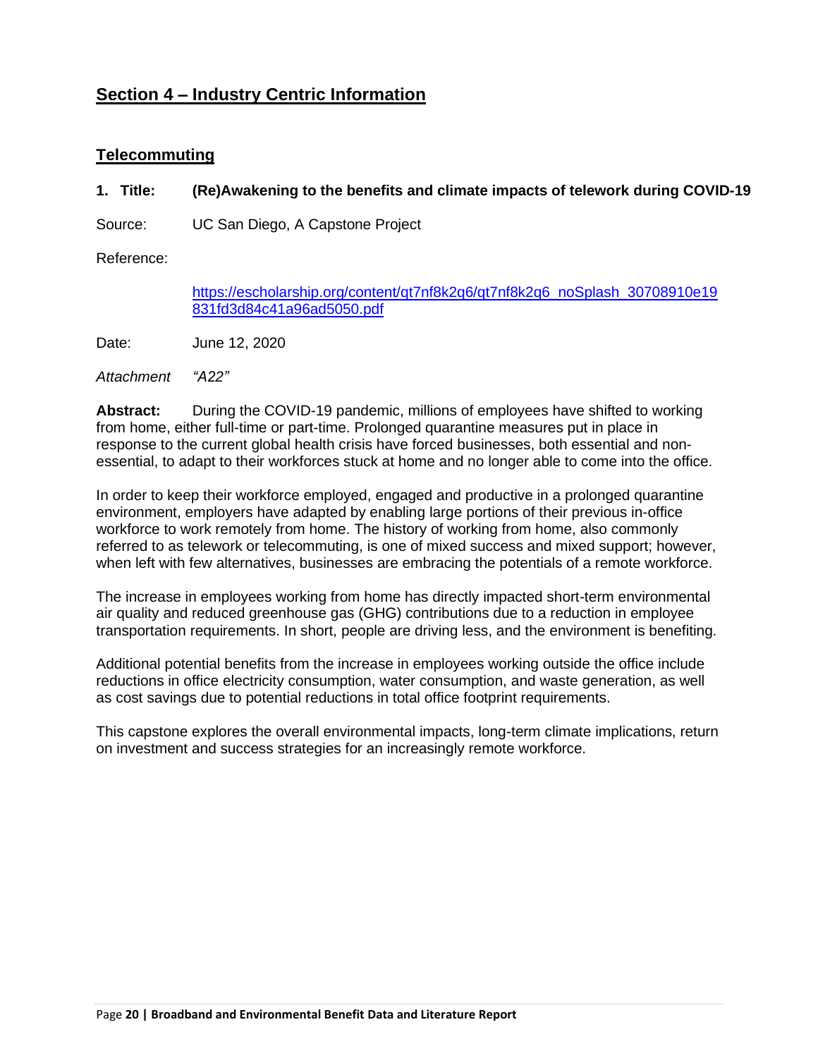## Section 4 – Industry Centric Information

### Telecommuting

**1. Title: (Re)Awakening to the benefits and climate impacts of telework during COVID-19**

Source: UC San Diego, A Capstone Project

Reference:

https://escholarship.org/content/qt7nf8k2q6/qt7nf8k2q6_noSplash_30708910e19831fd3d84c41a96ad5050.pdf

Date: June 12, 2020

*Attachment “A22”*

**Abstract:** During the COVID-19 pandemic, millions of employees have shifted to working from home, either full-time or part-time. Prolonged quarantine measures put in place in response to the current global health crisis have forced businesses, both essential and non-essential, to adapt to their workforces stuck at home and no longer able to come into the office.

In order to keep their workforce employed, engaged and productive in a prolonged quarantine environment, employers have adapted by enabling large portions of their previous in-office workforce to work remotely from home. The history of working from home, also commonly referred to as telework or telecommuting, is one of mixed success and mixed support; however, when left with few alternatives, businesses are embracing the potentials of a remote workforce.

The increase in employees working from home has directly impacted short-term environmental air quality and reduced greenhouse gas (GHG) contributions due to a reduction in employee transportation requirements. In short, people are driving less, and the environment is benefiting.

Additional potential benefits from the increase in employees working outside the office include reductions in office electricity consumption, water consumption, and waste generation, as well as cost savings due to potential reductions in total office footprint requirements.

This capstone explores the overall environmental impacts, long-term climate implications, return on investment and success strategies for an increasingly remote workforce.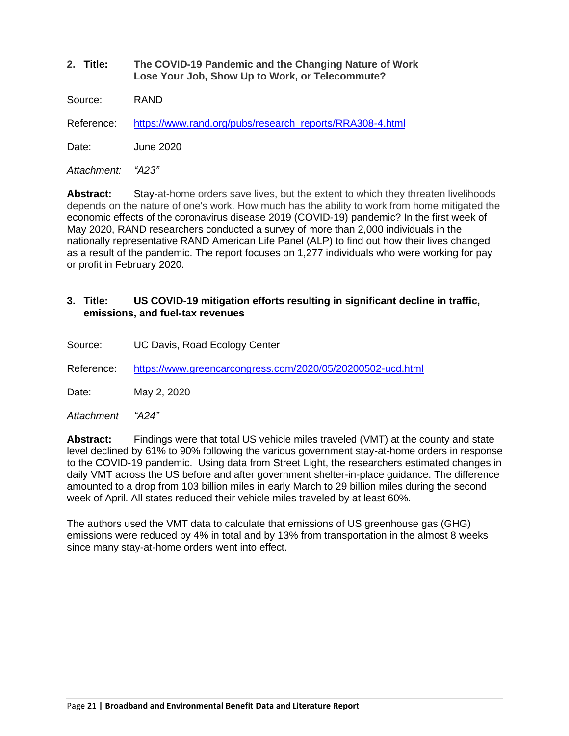**2. Title: The COVID-19 Pandemic and the Changing Nature of Work Lose Your Job, Show Up to Work, or Telecommute?**

Source: RAND

Reference: https://www.rand.org/pubs/research_reports/RRA308-4.html

Date: June 2020

*Attachment: "A23"*

**Abstract:** Stay-at-home orders save lives, but the extent to which they threaten livelihoods depends on the nature of one's work. How much has the ability to work from home mitigated the economic effects of the coronavirus disease 2019 (COVID-19) pandemic? In the first week of May 2020, RAND researchers conducted a survey of more than 2,000 individuals in the nationally representative RAND American Life Panel (ALP) to find out how their lives changed as a result of the pandemic. The report focuses on 1,277 individuals who were working for pay or profit in February 2020.

**3. Title: US COVID-19 mitigation efforts resulting in significant decline in traffic, emissions, and fuel-tax revenues**

Source: UC Davis, Road Ecology Center

Reference: https://www.greencarcongress.com/2020/05/20200502-ucd.html

Date: May 2, 2020

*Attachment "A24"*

**Abstract:** Findings were that total US vehicle miles traveled (VMT) at the county and state level declined by 61% to 90% following the various government stay-at-home orders in response to the COVID-19 pandemic. Using data from Street Light, the researchers estimated changes in daily VMT across the US before and after government shelter-in-place guidance. The difference amounted to a drop from 103 billion miles in early March to 29 billion miles during the second week of April. All states reduced their vehicle miles traveled by at least 60%.

The authors used the VMT data to calculate that emissions of US greenhouse gas (GHG) emissions were reduced by 4% in total and by 13% from transportation in the almost 8 weeks since many stay-at-home orders went into effect.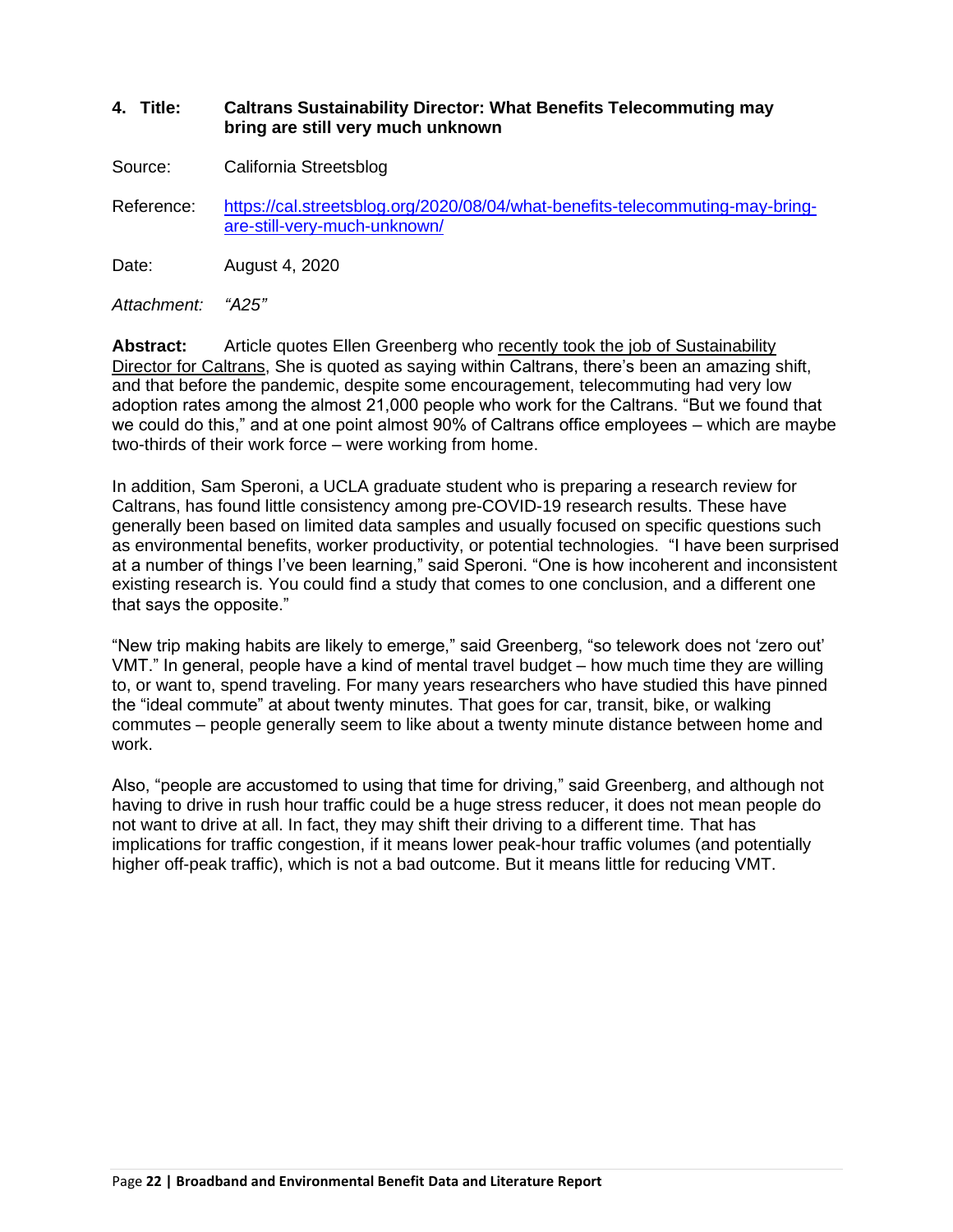**4. Title: Caltrans Sustainability Director: What Benefits Telecommuting may bring are still very much unknown**

Source: California Streetsblog

Reference: https://cal.streetsblog.org/2020/08/04/what-benefits-telecommuting-may-bring-are-still-very-much-unknown/

Date: August 4, 2020

*Attachment: "A25"*

**Abstract:** Article quotes Ellen Greenberg who recently took the job of Sustainability Director for Caltrans, She is quoted as saying within Caltrans, there's been an amazing shift, and that before the pandemic, despite some encouragement, telecommuting had very low adoption rates among the almost 21,000 people who work for the Caltrans. "But we found that we could do this," and at one point almost 90% of Caltrans office employees – which are maybe two-thirds of their work force – were working from home.

In addition, Sam Speroni, a UCLA graduate student who is preparing a research review for Caltrans, has found little consistency among pre-COVID-19 research results. These have generally been based on limited data samples and usually focused on specific questions such as environmental benefits, worker productivity, or potential technologies. "I have been surprised at a number of things I've been learning," said Speroni. "One is how incoherent and inconsistent existing research is. You could find a study that comes to one conclusion, and a different one that says the opposite."

"New trip making habits are likely to emerge," said Greenberg, "so telework does not 'zero out' VMT." In general, people have a kind of mental travel budget – how much time they are willing to, or want to, spend traveling. For many years researchers who have studied this have pinned the "ideal commute" at about twenty minutes. That goes for car, transit, bike, or walking commutes – people generally seem to like about a twenty minute distance between home and work.

Also, "people are accustomed to using that time for driving," said Greenberg, and although not having to drive in rush hour traffic could be a huge stress reducer, it does not mean people do not want to drive at all. In fact, they may shift their driving to a different time. That has implications for traffic congestion, if it means lower peak-hour traffic volumes (and potentially higher off-peak traffic), which is not a bad outcome. But it means little for reducing VMT.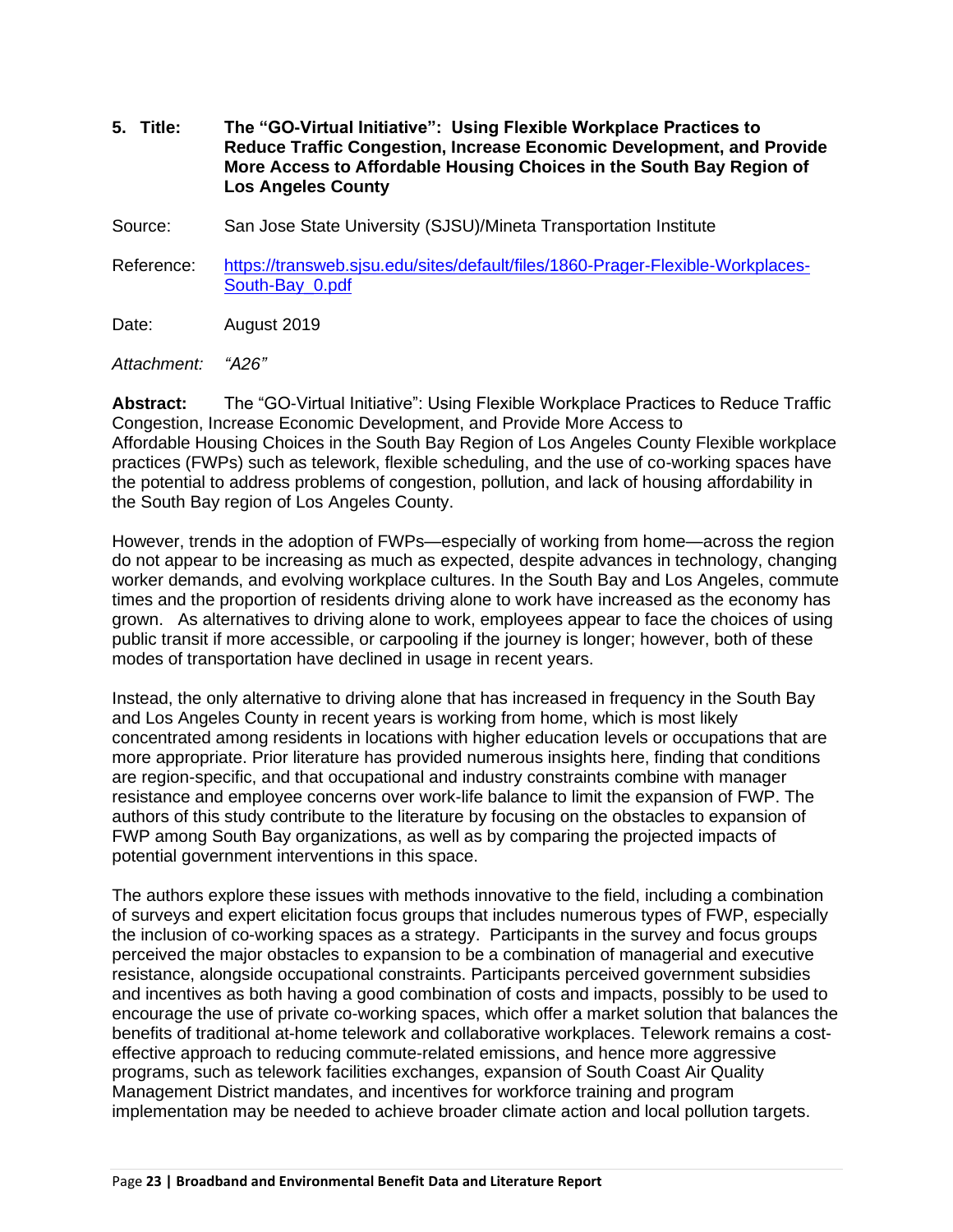**5. Title: The "GO-Virtual Initiative": Using Flexible Workplace Practices to Reduce Traffic Congestion, Increase Economic Development, and Provide More Access to Affordable Housing Choices in the South Bay Region of Los Angeles County**

Source: San Jose State University (SJSU)/Mineta Transportation Institute

Reference: [https://transweb.sjsu.edu/sites/default/files/1860-Prager-Flexible-Workplaces-South-Bay_0.pdf](https://transweb.sjsu.edu/sites/default/files/1860-Prager-Flexible-Workplaces-South-Bay_0.pdf)

Date: August 2019

*Attachment: "A26"*

**Abstract:** The "GO-Virtual Initiative": Using Flexible Workplace Practices to Reduce Traffic Congestion, Increase Economic Development, and Provide More Access to Affordable Housing Choices in the South Bay Region of Los Angeles County Flexible workplace practices (FWPs) such as telework, flexible scheduling, and the use of co-working spaces have the potential to address problems of congestion, pollution, and lack of housing affordability in the South Bay region of Los Angeles County.

However, trends in the adoption of FWPs—especially of working from home—across the region do not appear to be increasing as much as expected, despite advances in technology, changing worker demands, and evolving workplace cultures. In the South Bay and Los Angeles, commute times and the proportion of residents driving alone to work have increased as the economy has grown. As alternatives to driving alone to work, employees appear to face the choices of using public transit if more accessible, or carpooling if the journey is longer; however, both of these modes of transportation have declined in usage in recent years.

Instead, the only alternative to driving alone that has increased in frequency in the South Bay and Los Angeles County in recent years is working from home, which is most likely concentrated among residents in locations with higher education levels or occupations that are more appropriate. Prior literature has provided numerous insights here, finding that conditions are region-specific, and that occupational and industry constraints combine with manager resistance and employee concerns over work-life balance to limit the expansion of FWP. The authors of this study contribute to the literature by focusing on the obstacles to expansion of FWP among South Bay organizations, as well as by comparing the projected impacts of potential government interventions in this space.

The authors explore these issues with methods innovative to the field, including a combination of surveys and expert elicitation focus groups that includes numerous types of FWP, especially the inclusion of co-working spaces as a strategy. Participants in the survey and focus groups perceived the major obstacles to expansion to be a combination of managerial and executive resistance, alongside occupational constraints. Participants perceived government subsidies and incentives as both having a good combination of costs and impacts, possibly to be used to encourage the use of private co-working spaces, which offer a market solution that balances the benefits of traditional at-home telework and collaborative workplaces. Telework remains a cost-effective approach to reducing commute-related emissions, and hence more aggressive programs, such as telework facilities exchanges, expansion of South Coast Air Quality Management District mandates, and incentives for workforce training and program implementation may be needed to achieve broader climate action and local pollution targets.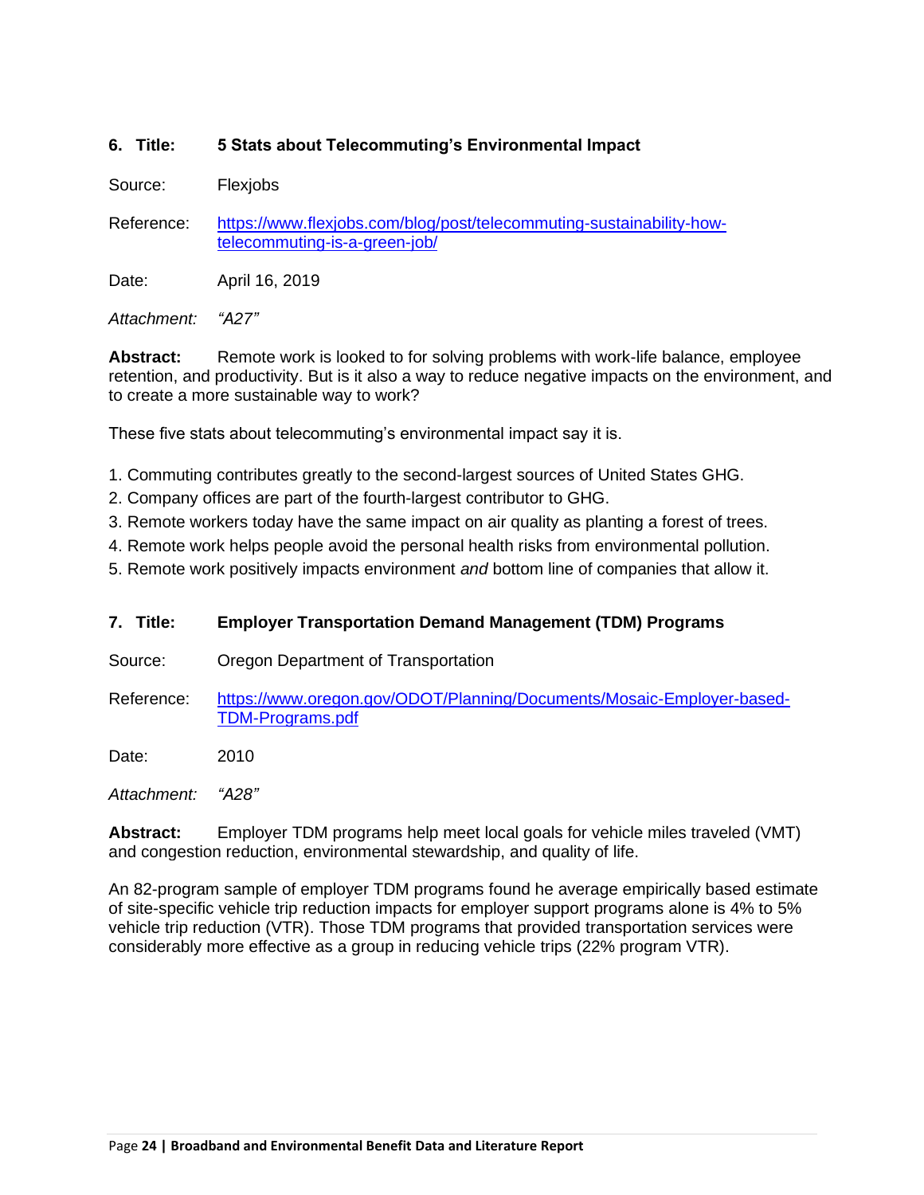**6. Title: 5 Stats about Telecommuting's Environmental Impact**

Source: Flexjobs

Reference: [https://www.flexjobs.com/blog/post/telecommuting-sustainability-how-telecommuting-is-a-green-job/](https://www.flexjobs.com/blog/post/telecommuting-sustainability-how-telecommuting-is-a-green-job/)

Date: April 16, 2019

*Attachment: "A27"*

**Abstract:** Remote work is looked to for solving problems with work-life balance, employee retention, and productivity. But is it also a way to reduce negative impacts on the environment, and to create a more sustainable way to work?

These five stats about telecommuting's environmental impact say it is.

1. Commuting contributes greatly to the second-largest sources of United States GHG.
2. Company offices are part of the fourth-largest contributor to GHG.
3. Remote workers today have the same impact on air quality as planting a forest of trees.
4. Remote work helps people avoid the personal health risks from environmental pollution.
5. Remote work positively impacts environment *and* bottom line of companies that allow it.

**7. Title: Employer Transportation Demand Management (TDM) Programs**

Source: Oregon Department of Transportation

Reference: [https://www.oregon.gov/ODOT/Planning/Documents/Mosaic-Employer-based-TDM-Programs.pdf](https://www.oregon.gov/ODOT/Planning/Documents/Mosaic-Employer-based-TDM-Programs.pdf)

Date: 2010

*Attachment: "A28"*

**Abstract:** Employer TDM programs help meet local goals for vehicle miles traveled (VMT) and congestion reduction, environmental stewardship, and quality of life.

An 82-program sample of employer TDM programs found he average empirically based estimate of site-specific vehicle trip reduction impacts for employer support programs alone is 4% to 5% vehicle trip reduction (VTR). Those TDM programs that provided transportation services were considerably more effective as a group in reducing vehicle trips (22% program VTR).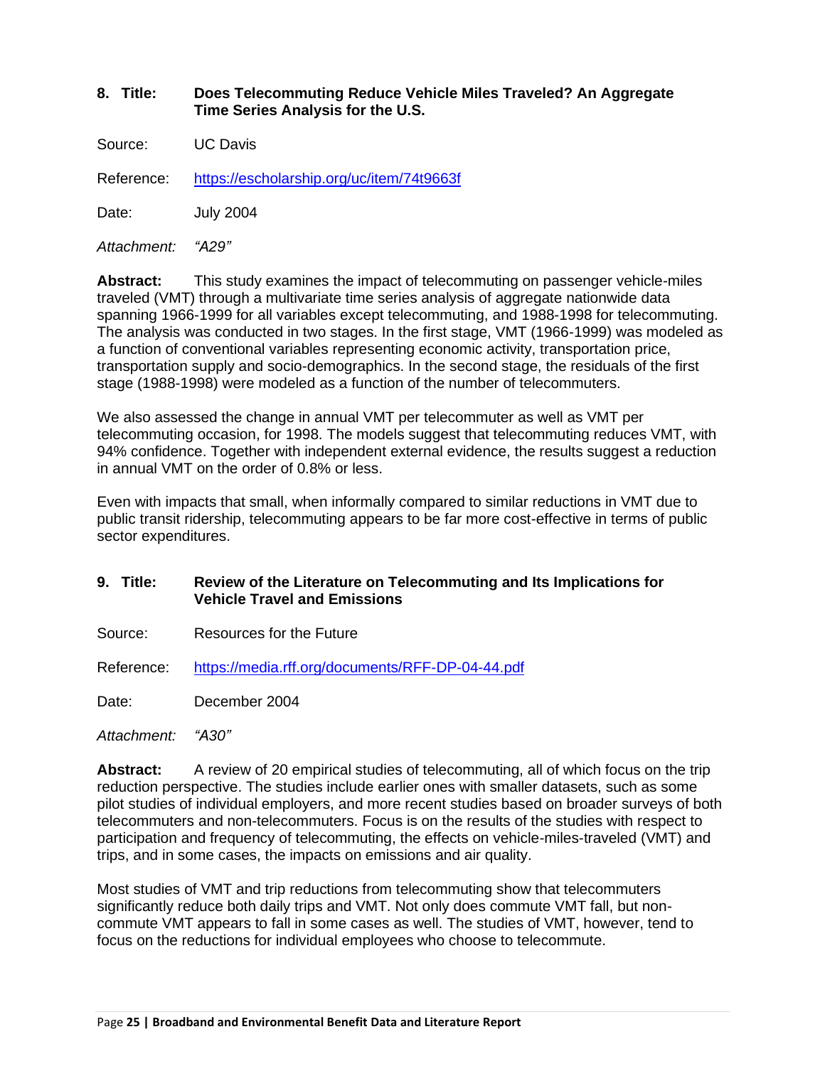**8. Title: Does Telecommuting Reduce Vehicle Miles Traveled? An Aggregate Time Series Analysis for the U.S.**

Source: UC Davis

Reference: https://escholarship.org/uc/item/74t9663f

Date: July 2004

*Attachment: "A29"*

**Abstract:** This study examines the impact of telecommuting on passenger vehicle-miles traveled (VMT) through a multivariate time series analysis of aggregate nationwide data spanning 1966-1999 for all variables except telecommuting, and 1988-1998 for telecommuting. The analysis was conducted in two stages. In the first stage, VMT (1966-1999) was modeled as a function of conventional variables representing economic activity, transportation price, transportation supply and socio-demographics. In the second stage, the residuals of the first stage (1988-1998) were modeled as a function of the number of telecommuters.

We also assessed the change in annual VMT per telecommuter as well as VMT per telecommuting occasion, for 1998. The models suggest that telecommuting reduces VMT, with 94% confidence. Together with independent external evidence, the results suggest a reduction in annual VMT on the order of 0.8% or less.

Even with impacts that small, when informally compared to similar reductions in VMT due to public transit ridership, telecommuting appears to be far more cost-effective in terms of public sector expenditures.

**9. Title: Review of the Literature on Telecommuting and Its Implications for Vehicle Travel and Emissions**

Source: Resources for the Future

Reference: https://media.rff.org/documents/RFF-DP-04-44.pdf

Date: December 2004

*Attachment: "A30"*

**Abstract:** A review of 20 empirical studies of telecommuting, all of which focus on the trip reduction perspective. The studies include earlier ones with smaller datasets, such as some pilot studies of individual employers, and more recent studies based on broader surveys of both telecommuters and non-telecommuters. Focus is on the results of the studies with respect to participation and frequency of telecommuting, the effects on vehicle-miles-traveled (VMT) and trips, and in some cases, the impacts on emissions and air quality.

Most studies of VMT and trip reductions from telecommuting show that telecommuters significantly reduce both daily trips and VMT. Not only does commute VMT fall, but non-commute VMT appears to fall in some cases as well. The studies of VMT, however, tend to focus on the reductions for individual employees who choose to telecommute.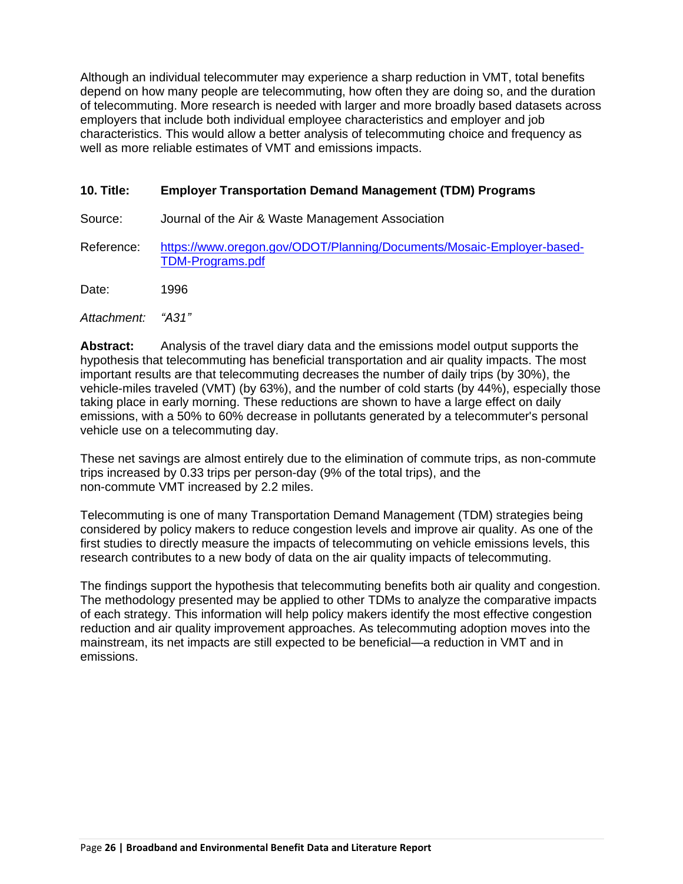Although an individual telecommuter may experience a sharp reduction in VMT, total benefits depend on how many people are telecommuting, how often they are doing so, and the duration of telecommuting. More research is needed with larger and more broadly based datasets across employers that include both individual employee characteristics and employer and job characteristics. This would allow a better analysis of telecommuting choice and frequency as well as more reliable estimates of VMT and emissions impacts.

**10. Title: Employer Transportation Demand Management (TDM) Programs**

Source: Journal of the Air & Waste Management Association

Reference: [https://www.oregon.gov/ODOT/Planning/Documents/Mosaic-Employer-based-TDM-Programs.pdf](https://www.oregon.gov/ODOT/Planning/Documents/Mosaic-Employer-based-TDM-Programs.pdf)

Date: 1996

*Attachment: "A31"*

**Abstract:** Analysis of the travel diary data and the emissions model output supports the hypothesis that telecommuting has beneficial transportation and air quality impacts. The most important results are that telecommuting decreases the number of daily trips (by 30%), the vehicle-miles traveled (VMT) (by 63%), and the number of cold starts (by 44%), especially those taking place in early morning. These reductions are shown to have a large effect on daily emissions, with a 50% to 60% decrease in pollutants generated by a telecommuter's personal vehicle use on a telecommuting day.

These net savings are almost entirely due to the elimination of commute trips, as non-commute trips increased by 0.33 trips per person-day (9% of the total trips), and the non-commute VMT increased by 2.2 miles.

Telecommuting is one of many Transportation Demand Management (TDM) strategies being considered by policy makers to reduce congestion levels and improve air quality. As one of the first studies to directly measure the impacts of telecommuting on vehicle emissions levels, this research contributes to a new body of data on the air quality impacts of telecommuting.

The findings support the hypothesis that telecommuting benefits both air quality and congestion. The methodology presented may be applied to other TDMs to analyze the comparative impacts of each strategy. This information will help policy makers identify the most effective congestion reduction and air quality improvement approaches. As telecommuting adoption moves into the mainstream, its net impacts are still expected to be beneficial—a reduction in VMT and in emissions.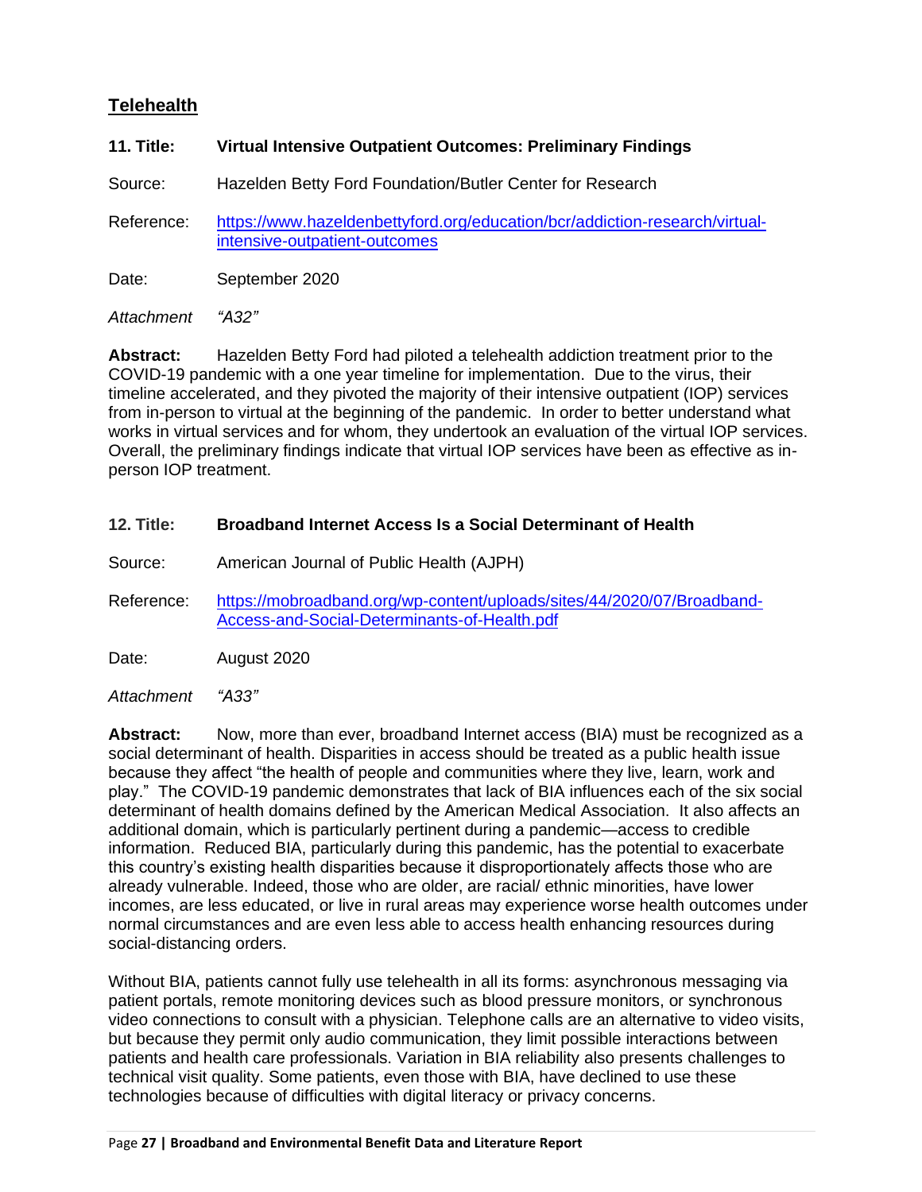## Telehealth

**11. Title: Virtual Intensive Outpatient Outcomes: Preliminary Findings**

Source: Hazelden Betty Ford Foundation/Butler Center for Research

Reference: https://www.hazeldenbettyford.org/education/bcr/addiction-research/virtual-intensive-outpatient-outcomes

Date: September 2020

*Attachment "A32"*

**Abstract:** Hazelden Betty Ford had piloted a telehealth addiction treatment prior to the COVID-19 pandemic with a one year timeline for implementation. Due to the virus, their timeline accelerated, and they pivoted the majority of their intensive outpatient (IOP) services from in-person to virtual at the beginning of the pandemic. In order to better understand what works in virtual services and for whom, they undertook an evaluation of the virtual IOP services. Overall, the preliminary findings indicate that virtual IOP services have been as effective as in-person IOP treatment.

**12. Title: Broadband Internet Access Is a Social Determinant of Health**

Source: American Journal of Public Health (AJPH)

Reference: https://mobroadband.org/wp-content/uploads/sites/44/2020/07/Broadband-Access-and-Social-Determinants-of-Health.pdf

Date: August 2020

*Attachment "A33"*

**Abstract:** Now, more than ever, broadband Internet access (BIA) must be recognized as a social determinant of health. Disparities in access should be treated as a public health issue because they affect "the health of people and communities where they live, learn, work and play." The COVID-19 pandemic demonstrates that lack of BIA influences each of the six social determinant of health domains defined by the American Medical Association. It also affects an additional domain, which is particularly pertinent during a pandemic—access to credible information. Reduced BIA, particularly during this pandemic, has the potential to exacerbate this country's existing health disparities because it disproportionately affects those who are already vulnerable. Indeed, those who are older, are racial/ ethnic minorities, have lower incomes, are less educated, or live in rural areas may experience worse health outcomes under normal circumstances and are even less able to access health enhancing resources during social-distancing orders.

Without BIA, patients cannot fully use telehealth in all its forms: asynchronous messaging via patient portals, remote monitoring devices such as blood pressure monitors, or synchronous video connections to consult with a physician. Telephone calls are an alternative to video visits, but because they permit only audio communication, they limit possible interactions between patients and health care professionals. Variation in BIA reliability also presents challenges to technical visit quality. Some patients, even those with BIA, have declined to use these technologies because of difficulties with digital literacy or privacy concerns.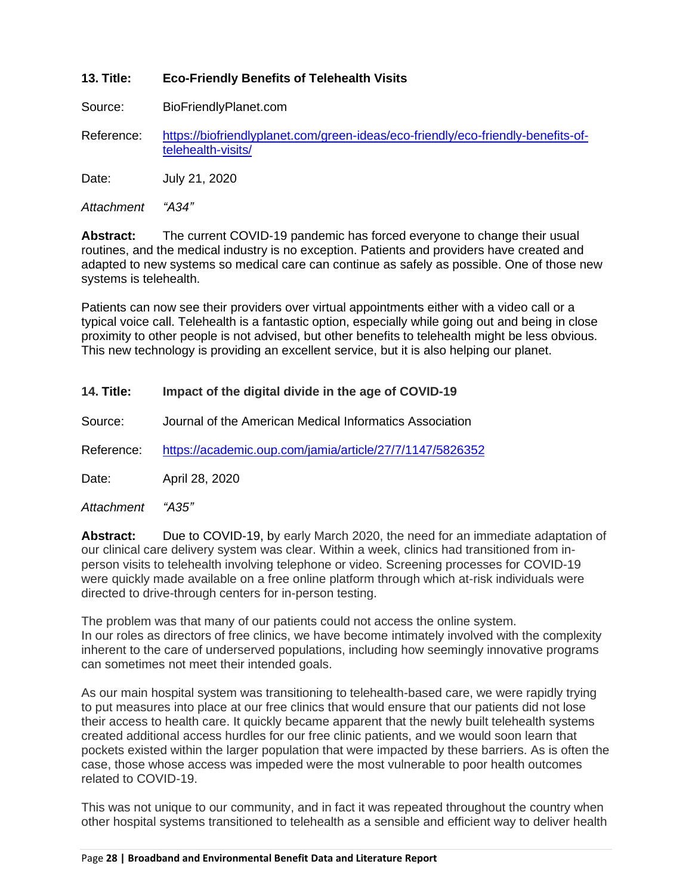**13. Title:** **Eco-Friendly Benefits of Telehealth Visits**

Source: BioFriendlyPlanet.com

Reference: [https://biofriendlyplanet.com/green-ideas/eco-friendly/eco-friendly-benefits-of-telehealth-visits/](https://biofriendlyplanet.com/green-ideas/eco-friendly/eco-friendly-benefits-of-telehealth-visits/)

Date: July 21, 2020

*Attachment* *"A34"*

**Abstract:** The current COVID-19 pandemic has forced everyone to change their usual routines, and the medical industry is no exception. Patients and providers have created and adapted to new systems so medical care can continue as safely as possible. One of those new systems is telehealth.

Patients can now see their providers over virtual appointments either with a video call or a typical voice call. Telehealth is a fantastic option, especially while going out and being in close proximity to other people is not advised, but other benefits to telehealth might be less obvious. This new technology is providing an excellent service, but it is also helping our planet.

**14. Title:** **Impact of the digital divide in the age of COVID-19**

Source: Journal of the American Medical Informatics Association

Reference: [https://academic.oup.com/jamia/article/27/7/1147/5826352](https://academic.oup.com/jamia/article/27/7/1147/5826352)

Date: April 28, 2020

*Attachment* *"A35"*

**Abstract:** Due to COVID-19, by early March 2020, the need for an immediate adaptation of our clinical care delivery system was clear. Within a week, clinics had transitioned from in-person visits to telehealth involving telephone or video. Screening processes for COVID-19 were quickly made available on a free online platform through which at-risk individuals were directed to drive-through centers for in-person testing.

The problem was that many of our patients could not access the online system. In our roles as directors of free clinics, we have become intimately involved with the complexity inherent to the care of underserved populations, including how seemingly innovative programs can sometimes not meet their intended goals.

As our main hospital system was transitioning to telehealth-based care, we were rapidly trying to put measures into place at our free clinics that would ensure that our patients did not lose their access to health care. It quickly became apparent that the newly built telehealth systems created additional access hurdles for our free clinic patients, and we would soon learn that pockets existed within the larger population that were impacted by these barriers. As is often the case, those whose access was impeded were the most vulnerable to poor health outcomes related to COVID-19.

This was not unique to our community, and in fact it was repeated throughout the country when other hospital systems transitioned to telehealth as a sensible and efficient way to deliver health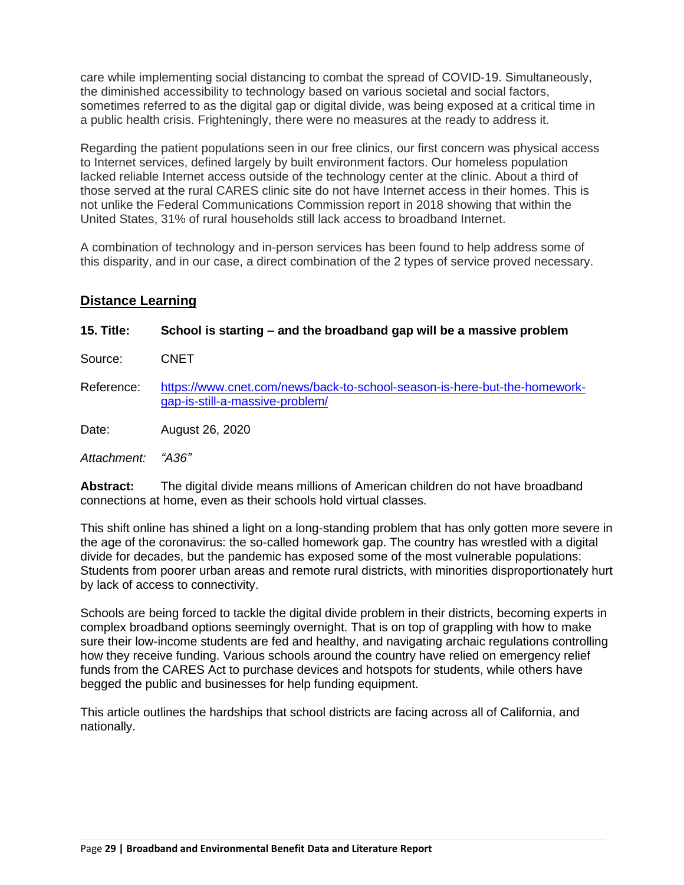care while implementing social distancing to combat the spread of COVID-19. Simultaneously, the diminished accessibility to technology based on various societal and social factors, sometimes referred to as the digital gap or digital divide, was being exposed at a critical time in a public health crisis. Frighteningly, there were no measures at the ready to address it.

Regarding the patient populations seen in our free clinics, our first concern was physical access to Internet services, defined largely by built environment factors. Our homeless population lacked reliable Internet access outside of the technology center at the clinic. About a third of those served at the rural CARES clinic site do not have Internet access in their homes. This is not unlike the Federal Communications Commission report in 2018 showing that within the United States, 31% of rural households still lack access to broadband Internet.

A combination of technology and in-person services has been found to help address some of this disparity, and in our case, a direct combination of the 2 types of service proved necessary.

## Distance Learning

**15. Title: School is starting – and the broadband gap will be a massive problem**

Source: CNET

Reference: [https://www.cnet.com/news/back-to-school-season-is-here-but-the-homework-gap-is-still-a-massive-problem/](https://www.cnet.com/news/back-to-school-season-is-here-but-the-homework-gap-is-still-a-massive-problem/)

Date: August 26, 2020

*Attachment: "A36"*

**Abstract:** The digital divide means millions of American children do not have broadband connections at home, even as their schools hold virtual classes.

This shift online has shined a light on a long-standing problem that has only gotten more severe in the age of the coronavirus: the so-called homework gap. The country has wrestled with a digital divide for decades, but the pandemic has exposed some of the most vulnerable populations: Students from poorer urban areas and remote rural districts, with minorities disproportionately hurt by lack of access to connectivity.

Schools are being forced to tackle the digital divide problem in their districts, becoming experts in complex broadband options seemingly overnight. That is on top of grappling with how to make sure their low-income students are fed and healthy, and navigating archaic regulations controlling how they receive funding. Various schools around the country have relied on emergency relief funds from the CARES Act to purchase devices and hotspots for students, while others have begged the public and businesses for help funding equipment.

This article outlines the hardships that school districts are facing across all of California, and nationally.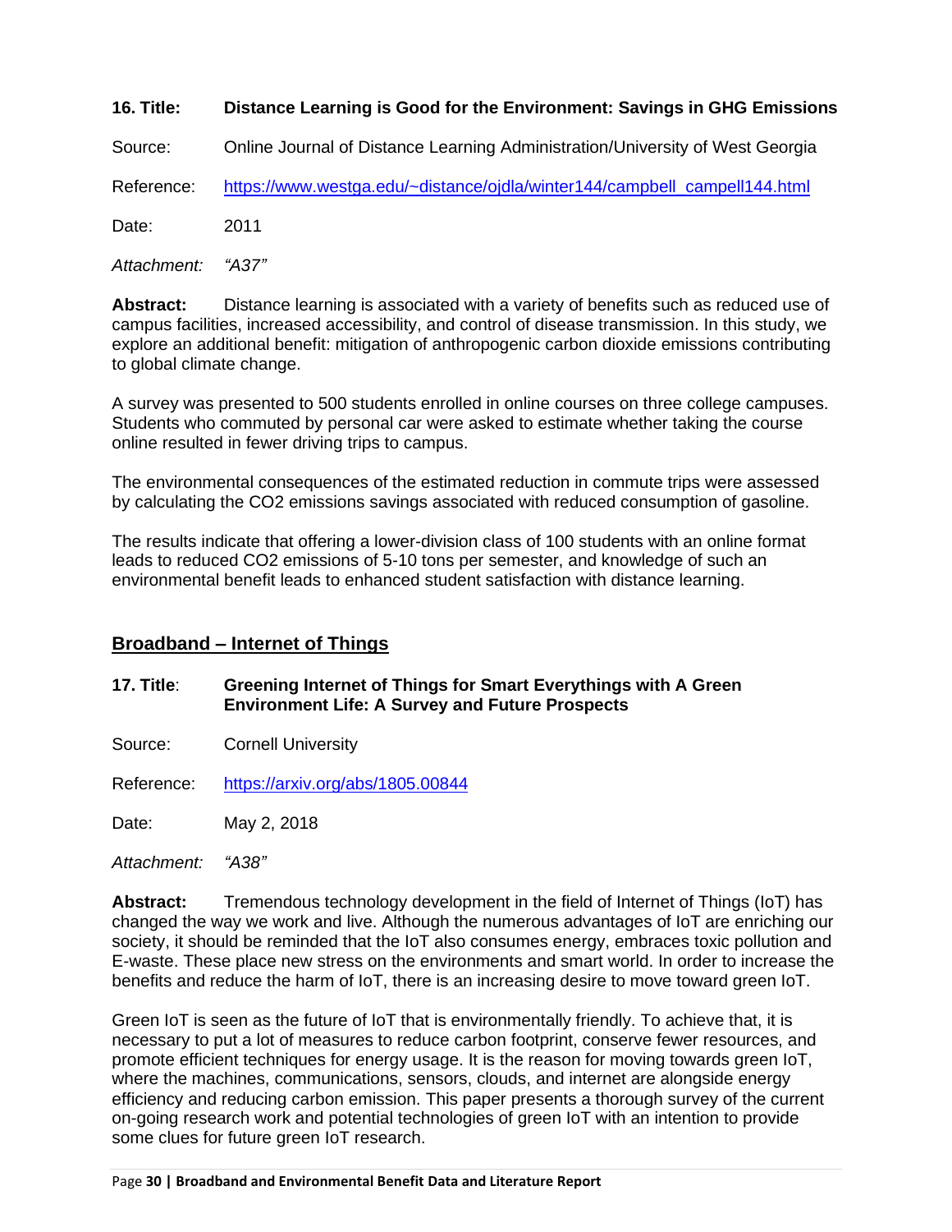**16. Title:** **Distance Learning is Good for the Environment: Savings in GHG Emissions**

Source: Online Journal of Distance Learning Administration/University of West Georgia

Reference: https://www.westga.edu/~distance/ojdla/winter144/campbell_campell144.html

Date: 2011

*Attachment: "A37"*

**Abstract:** Distance learning is associated with a variety of benefits such as reduced use of campus facilities, increased accessibility, and control of disease transmission. In this study, we explore an additional benefit: mitigation of anthropogenic carbon dioxide emissions contributing to global climate change.

A survey was presented to 500 students enrolled in online courses on three college campuses. Students who commuted by personal car were asked to estimate whether taking the course online resulted in fewer driving trips to campus.

The environmental consequences of the estimated reduction in commute trips were assessed by calculating the $CO_2$ emissions savings associated with reduced consumption of gasoline.

The results indicate that offering a lower-division class of 100 students with an online format leads to reduced $CO_2$ emissions of 5-10 tons per semester, and knowledge of such an environmental benefit leads to enhanced student satisfaction with distance learning.

## Broadband – Internet of Things

**17. Title**: **Greening Internet of Things for Smart Everythings with A Green Environment Life: A Survey and Future Prospects**

Source: Cornell University

Reference: https://arxiv.org/abs/1805.00844

Date: May 2, 2018

*Attachment: "A38"*

**Abstract:** Tremendous technology development in the field of Internet of Things (IoT) has changed the way we work and live. Although the numerous advantages of IoT are enriching our society, it should be reminded that the IoT also consumes energy, embraces toxic pollution and E-waste. These place new stress on the environments and smart world. In order to increase the benefits and reduce the harm of IoT, there is an increasing desire to move toward green IoT.

Green IoT is seen as the future of IoT that is environmentally friendly. To achieve that, it is necessary to put a lot of measures to reduce carbon footprint, conserve fewer resources, and promote efficient techniques for energy usage. It is the reason for moving towards green IoT, where the machines, communications, sensors, clouds, and internet are alongside energy efficiency and reducing carbon emission. This paper presents a thorough survey of the current on-going research work and potential technologies of green IoT with an intention to provide some clues for future green IoT research.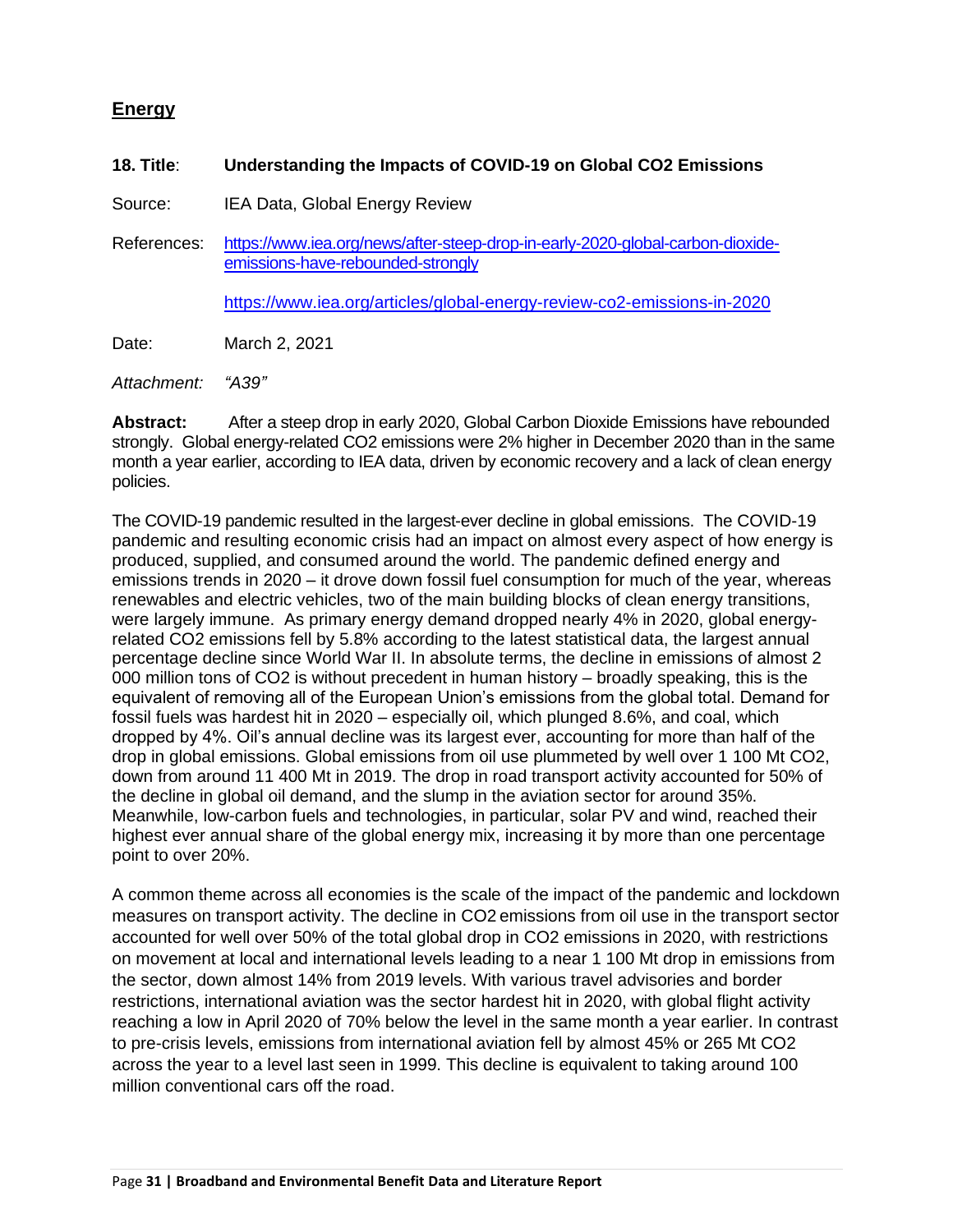## Energy

**18. Title**: **Understanding the Impacts of COVID-19 on Global CO2 Emissions**

Source: IEA Data, Global Energy Review

References: https://www.iea.org/news/after-steep-drop-in-early-2020-global-carbon-dioxide-emissions-have-rebounded-strongly

https://www.iea.org/articles/global-energy-review-co2-emissions-in-2020

Date: March 2, 2021

*Attachment: "A39"*

**Abstract:** After a steep drop in early 2020, Global Carbon Dioxide Emissions have rebounded strongly. Global energy-related CO2 emissions were 2% higher in December 2020 than in the same month a year earlier, according to IEA data, driven by economic recovery and a lack of clean energy policies.

The COVID-19 pandemic resulted in the largest-ever decline in global emissions. The COVID-19 pandemic and resulting economic crisis had an impact on almost every aspect of how energy is produced, supplied, and consumed around the world. The pandemic defined energy and emissions trends in 2020 – it drove down fossil fuel consumption for much of the year, whereas renewables and electric vehicles, two of the main building blocks of clean energy transitions, were largely immune. As primary energy demand dropped nearly 4% in 2020, global energy-related CO2 emissions fell by 5.8% according to the latest statistical data, the largest annual percentage decline since World War II. In absolute terms, the decline in emissions of almost 2 000 million tons of CO2 is without precedent in human history – broadly speaking, this is the equivalent of removing all of the European Union's emissions from the global total. Demand for fossil fuels was hardest hit in 2020 – especially oil, which plunged 8.6%, and coal, which dropped by 4%. Oil's annual decline was its largest ever, accounting for more than half of the drop in global emissions. Global emissions from oil use plummeted by well over 1 100 Mt CO2, down from around 11 400 Mt in 2019. The drop in road transport activity accounted for 50% of the decline in global oil demand, and the slump in the aviation sector for around 35%. Meanwhile, low-carbon fuels and technologies, in particular, solar PV and wind, reached their highest ever annual share of the global energy mix, increasing it by more than one percentage point to over 20%.

A common theme across all economies is the scale of the impact of the pandemic and lockdown measures on transport activity. The decline in CO2 emissions from oil use in the transport sector accounted for well over 50% of the total global drop in CO2 emissions in 2020, with restrictions on movement at local and international levels leading to a near 1 100 Mt drop in emissions from the sector, down almost 14% from 2019 levels. With various travel advisories and border restrictions, international aviation was the sector hardest hit in 2020, with global flight activity reaching a low in April 2020 of 70% below the level in the same month a year earlier. In contrast to pre-crisis levels, emissions from international aviation fell by almost 45% or 265 Mt CO2 across the year to a level last seen in 1999. This decline is equivalent to taking around 100 million conventional cars off the road.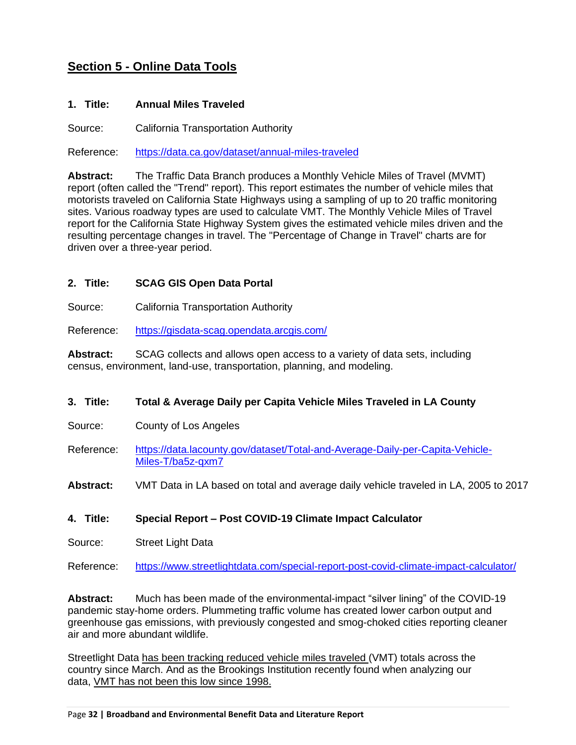## Section 5 - Online Data Tools

**1. Title: Annual Miles Traveled**

Source: California Transportation Authority

Reference: https://data.ca.gov/dataset/annual-miles-traveled

**Abstract:** The Traffic Data Branch produces a Monthly Vehicle Miles of Travel (MVMT) report (often called the "Trend" report). This report estimates the number of vehicle miles that motorists traveled on California State Highways using a sampling of up to 20 traffic monitoring sites. Various roadway types are used to calculate VMT. The Monthly Vehicle Miles of Travel report for the California State Highway System gives the estimated vehicle miles driven and the resulting percentage changes in travel. The "Percentage of Change in Travel" charts are for driven over a three-year period.

**2. Title: SCAG GIS Open Data Portal**

Source: California Transportation Authority

Reference: https://gisdata-scag.opendata.arcgis.com/

**Abstract:** SCAG collects and allows open access to a variety of data sets, including census, environment, land-use, transportation, planning, and modeling.

**3. Title: Total & Average Daily per Capita Vehicle Miles Traveled in LA County**

Source: County of Los Angeles

Reference: https://data.lacounty.gov/dataset/Total-and-Average-Daily-per-Capita-Vehicle-Miles-T/ba5z-qxm7

**Abstract:** VMT Data in LA based on total and average daily vehicle traveled in LA, 2005 to 2017

**4. Title: Special Report – Post COVID-19 Climate Impact Calculator**

Source: Street Light Data

Reference: https://www.streetlightdata.com/special-report-post-covid-climate-impact-calculator/

**Abstract:** Much has been made of the environmental-impact "silver lining" of the COVID-19 pandemic stay-home orders. Plummeting traffic volume has created lower carbon output and greenhouse gas emissions, with previously congested and smog-choked cities reporting cleaner air and more abundant wildlife.

Streetlight Data has been tracking reduced vehicle miles traveled (VMT) totals across the country since March. And as the Brookings Institution recently found when analyzing our data, VMT has not been this low since 1998.